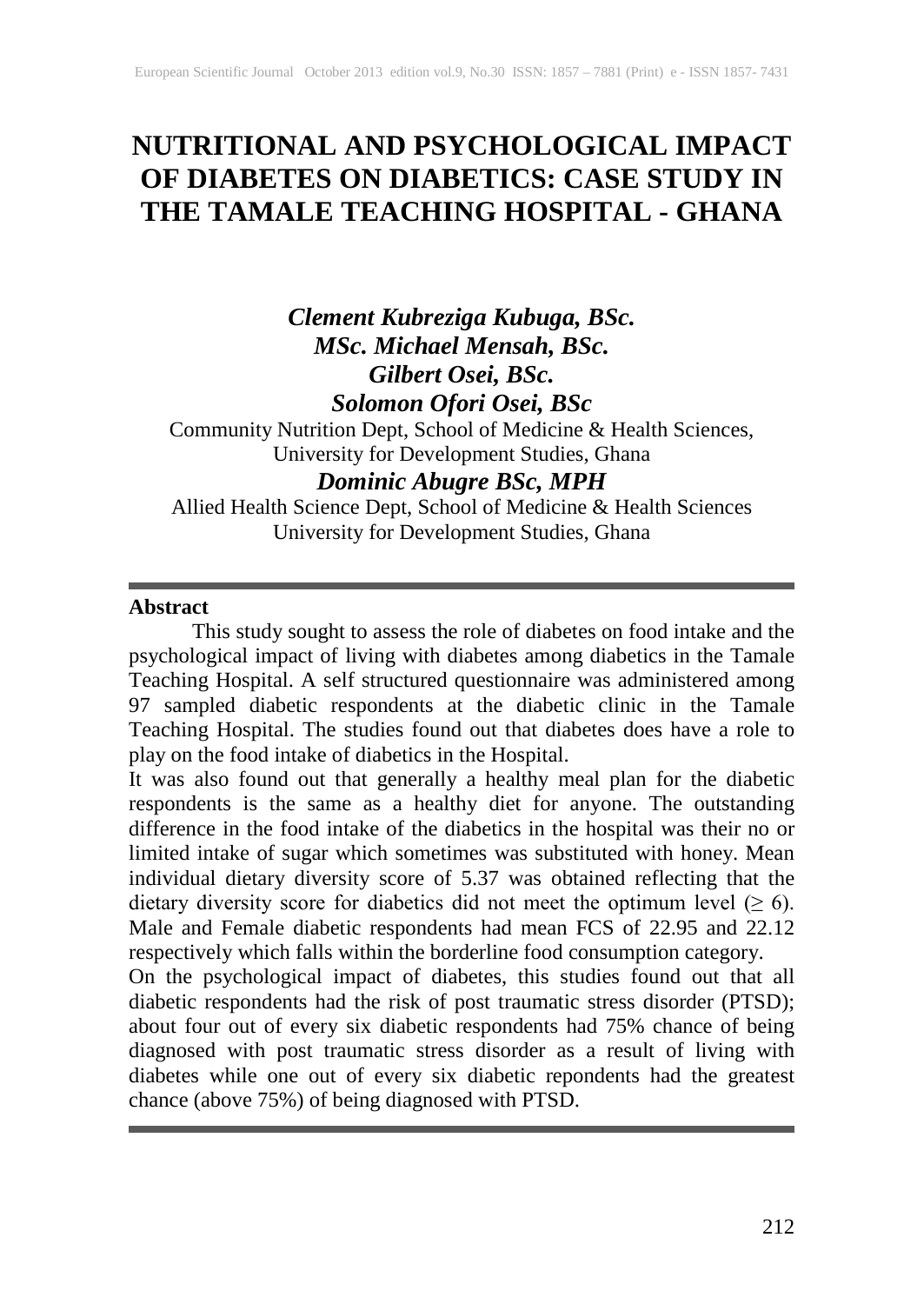# NUTRITIONAL AND PSYCHOLOGICAL IMPACT OF DIABETES ON DIABETICS: CASE STUDY IN THE TAMALE TEACHING HOSPITAL - GHANA

***Clement Kubreziga Kubuga, BSc.***
***MSc. Michael Mensah, BSc.***
***Gilbert Osei, BSc.***
***Solomon Ofori Osei, BSc***

Community Nutrition Dept, School of Medicine & Health Sciences, University for Development Studies, Ghana

***Dominic Abugre BSc, MPH***

Allied Health Science Dept, School of Medicine & Health Sciences University for Development Studies, Ghana

---

**Abstract**

This study sought to assess the role of diabetes on food intake and the psychological impact of living with diabetes among diabetics in the Tamale Teaching Hospital. A self structured questionnaire was administered among 97 sampled diabetic respondents at the diabetic clinic in the Tamale Teaching Hospital. The studies found out that diabetes does have a role to play on the food intake of diabetics in the Hospital.

It was also found out that generally a healthy meal plan for the diabetic respondents is the same as a healthy diet for anyone. The outstanding difference in the food intake of the diabetics in the hospital was their no or limited intake of sugar which sometimes was substituted with honey. Mean individual dietary diversity score of 5.37 was obtained reflecting that the dietary diversity score for diabetics did not meet the optimum level ($\geq 6$). Male and Female diabetic respondents had mean FCS of 22.95 and 22.12 respectively which falls within the borderline food consumption category.

On the psychological impact of diabetes, this studies found out that all diabetic respondents had the risk of post traumatic stress disorder (PTSD); about four out of every six diabetic respondents had 75% chance of being diagnosed with post traumatic stress disorder as a result of living with diabetes while one out of every six diabetic repondents had the greatest chance (above 75%) of being diagnosed with PTSD.

---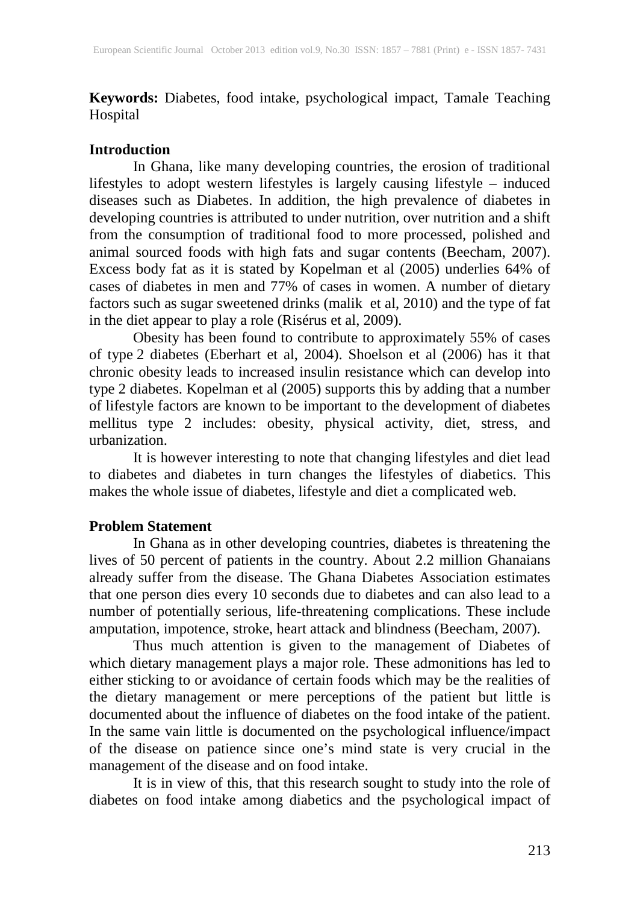**Keywords:** Diabetes, food intake, psychological impact, Tamale Teaching Hospital

## Introduction

In Ghana, like many developing countries, the erosion of traditional lifestyles to adopt western lifestyles is largely causing lifestyle – induced diseases such as Diabetes. In addition, the high prevalence of diabetes in developing countries is attributed to under nutrition, over nutrition and a shift from the consumption of traditional food to more processed, polished and animal sourced foods with high fats and sugar contents (Beecham, 2007). Excess body fat as it is stated by Kopelman et al (2005) underlies 64% of cases of diabetes in men and 77% of cases in women. A number of dietary factors such as sugar sweetened drinks (malik et al, 2010) and the type of fat in the diet appear to play a role (Risérus et al, 2009).

Obesity has been found to contribute to approximately 55% of cases of type 2 diabetes (Eberhart et al, 2004). Shoelson et al (2006) has it that chronic obesity leads to increased insulin resistance which can develop into type 2 diabetes. Kopelman et al (2005) supports this by adding that a number of lifestyle factors are known to be important to the development of diabetes mellitus type 2 includes: obesity, physical activity, diet, stress, and urbanization.

It is however interesting to note that changing lifestyles and diet lead to diabetes and diabetes in turn changes the lifestyles of diabetics. This makes the whole issue of diabetes, lifestyle and diet a complicated web.

## Problem Statement

In Ghana as in other developing countries, diabetes is threatening the lives of 50 percent of patients in the country. About 2.2 million Ghanaians already suffer from the disease. The Ghana Diabetes Association estimates that one person dies every 10 seconds due to diabetes and can also lead to a number of potentially serious, life-threatening complications. These include amputation, impotence, stroke, heart attack and blindness (Beecham, 2007).

Thus much attention is given to the management of Diabetes of which dietary management plays a major role. These admonitions has led to either sticking to or avoidance of certain foods which may be the realities of the dietary management or mere perceptions of the patient but little is documented about the influence of diabetes on the food intake of the patient. In the same vain little is documented on the psychological influence/impact of the disease on patience since one's mind state is very crucial in the management of the disease and on food intake.

It is in view of this, that this research sought to study into the role of diabetes on food intake among diabetics and the psychological impact of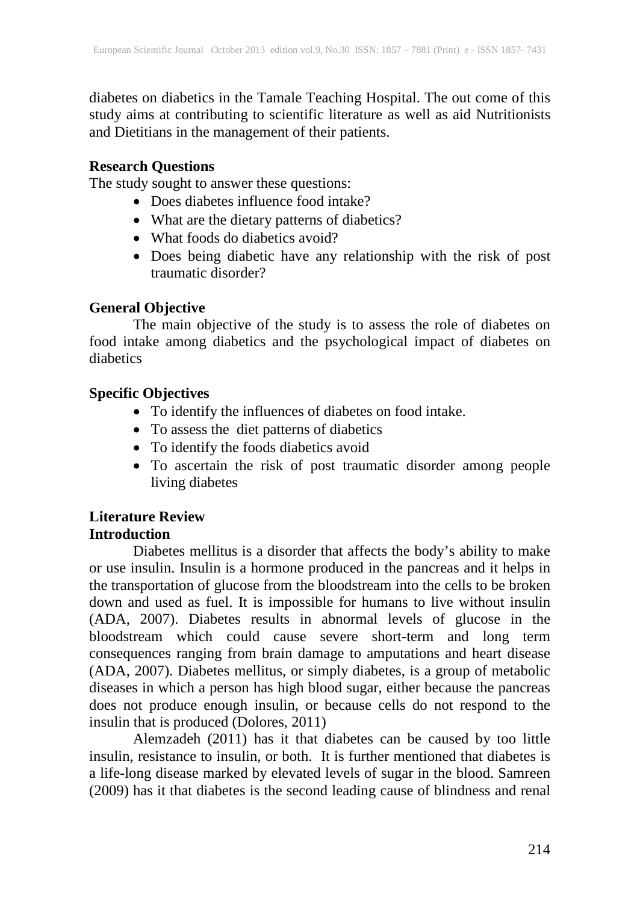diabetes on diabetics in the Tamale Teaching Hospital. The out come of this study aims at contributing to scientific literature as well as aid Nutritionists and Dietitians in the management of their patients.

**Research Questions**

The study sought to answer these questions:

- Does diabetes influence food intake?
- What are the dietary patterns of diabetics?
- What foods do diabetics avoid?
- Does being diabetic have any relationship with the risk of post traumatic disorder?

**General Objective**

The main objective of the study is to assess the role of diabetes on food intake among diabetics and the psychological impact of diabetes on diabetics

**Specific Objectives**

- To identify the influences of diabetes on food intake.
- To assess the diet patterns of diabetics
- To identify the foods diabetics avoid
- To ascertain the risk of post traumatic disorder among people living diabetes

**Literature Review**

**Introduction**

Diabetes mellitus is a disorder that affects the body's ability to make or use insulin. Insulin is a hormone produced in the pancreas and it helps in the transportation of glucose from the bloodstream into the cells to be broken down and used as fuel. It is impossible for humans to live without insulin (ADA, 2007). Diabetes results in abnormal levels of glucose in the bloodstream which could cause severe short-term and long term consequences ranging from brain damage to amputations and heart disease (ADA, 2007). Diabetes mellitus, or simply diabetes, is a group of metabolic diseases in which a person has high blood sugar, either because the pancreas does not produce enough insulin, or because cells do not respond to the insulin that is produced (Dolores, 2011)

Alemzadeh (2011) has it that diabetes can be caused by too little insulin, resistance to insulin, or both. It is further mentioned that diabetes is a life-long disease marked by elevated levels of sugar in the blood. Samreen (2009) has it that diabetes is the second leading cause of blindness and renal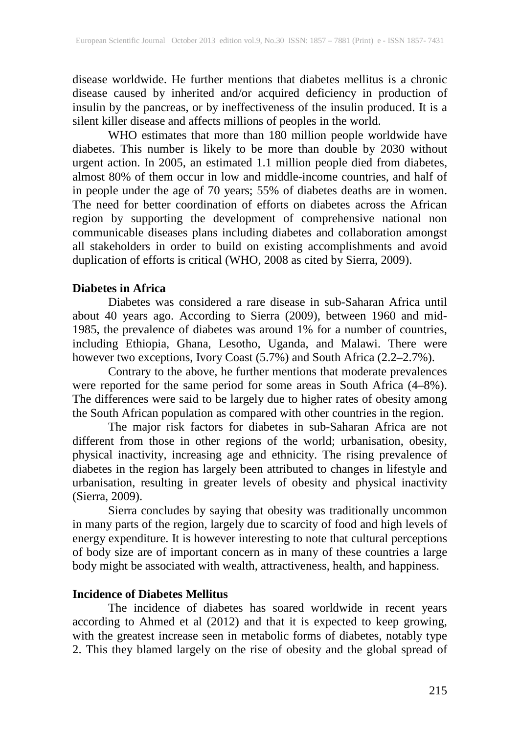disease worldwide. He further mentions that diabetes mellitus is a chronic disease caused by inherited and/or acquired deficiency in production of insulin by the pancreas, or by ineffectiveness of the insulin produced. It is a silent killer disease and affects millions of peoples in the world.

WHO estimates that more than 180 million people worldwide have diabetes. This number is likely to be more than double by 2030 without urgent action. In 2005, an estimated 1.1 million people died from diabetes, almost 80% of them occur in low and middle-income countries, and half of in people under the age of 70 years; 55% of diabetes deaths are in women. The need for better coordination of efforts on diabetes across the African region by supporting the development of comprehensive national non communicable diseases plans including diabetes and collaboration amongst all stakeholders in order to build on existing accomplishments and avoid duplication of efforts is critical (WHO, 2008 as cited by Sierra, 2009).

**Diabetes in Africa**

Diabetes was considered a rare disease in sub-Saharan Africa until about 40 years ago. According to Sierra (2009), between 1960 and mid-1985, the prevalence of diabetes was around 1% for a number of countries, including Ethiopia, Ghana, Lesotho, Uganda, and Malawi. There were however two exceptions, Ivory Coast (5.7%) and South Africa (2.2–2.7%).

Contrary to the above, he further mentions that moderate prevalences were reported for the same period for some areas in South Africa (4–8%). The differences were said to be largely due to higher rates of obesity among the South African population as compared with other countries in the region.

The major risk factors for diabetes in sub-Saharan Africa are not different from those in other regions of the world; urbanisation, obesity, physical inactivity, increasing age and ethnicity. The rising prevalence of diabetes in the region has largely been attributed to changes in lifestyle and urbanisation, resulting in greater levels of obesity and physical inactivity (Sierra, 2009).

Sierra concludes by saying that obesity was traditionally uncommon in many parts of the region, largely due to scarcity of food and high levels of energy expenditure. It is however interesting to note that cultural perceptions of body size are of important concern as in many of these countries a large body might be associated with wealth, attractiveness, health, and happiness.

**Incidence of Diabetes Mellitus**

The incidence of diabetes has soared worldwide in recent years according to Ahmed et al (2012) and that it is expected to keep growing, with the greatest increase seen in metabolic forms of diabetes, notably type 2. This they blamed largely on the rise of obesity and the global spread of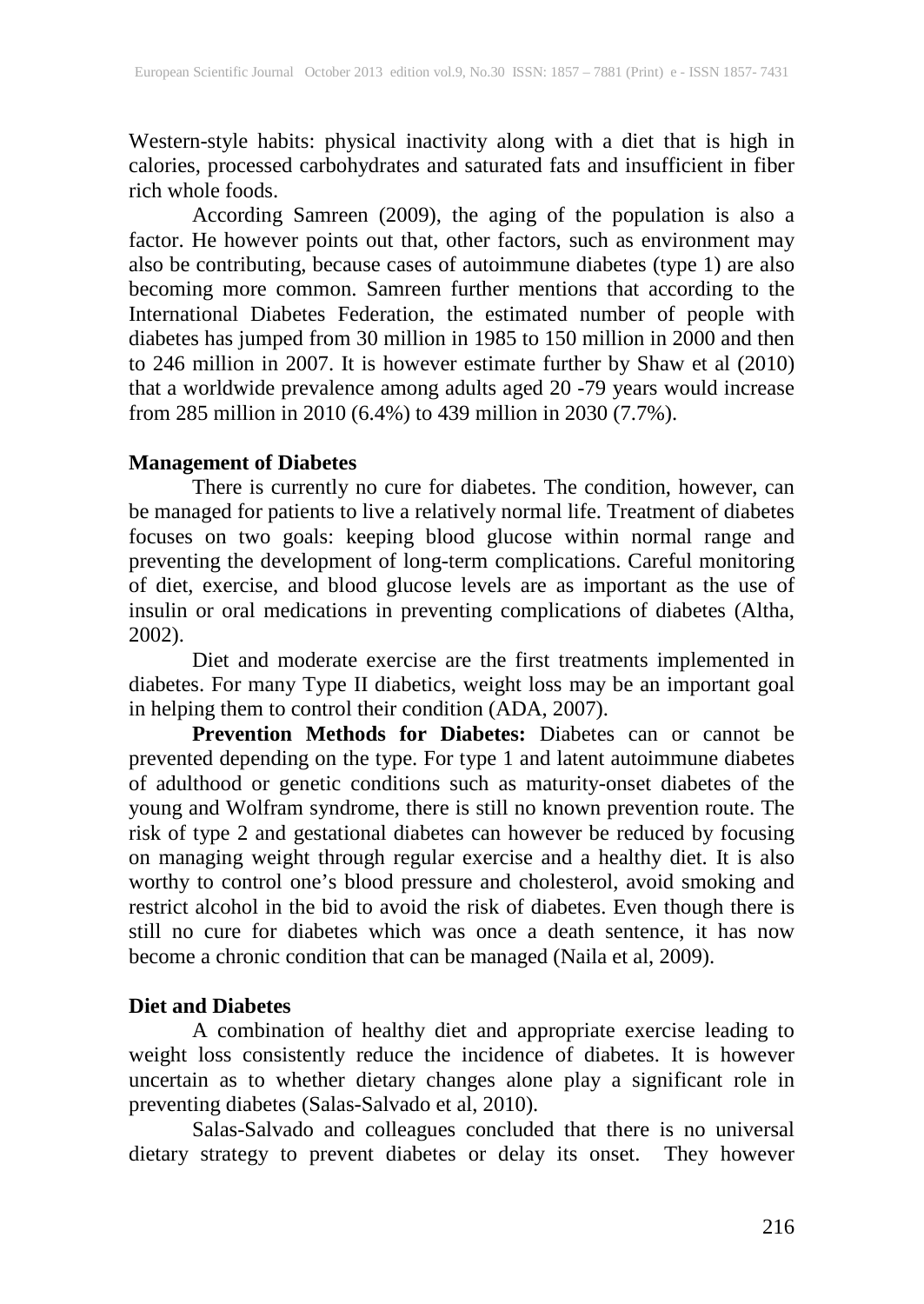Western-style habits: physical inactivity along with a diet that is high in calories, processed carbohydrates and saturated fats and insufficient in fiber rich whole foods.

According Samreen (2009), the aging of the population is also a factor. He however points out that, other factors, such as environment may also be contributing, because cases of autoimmune diabetes (type 1) are also becoming more common. Samreen further mentions that according to the International Diabetes Federation, the estimated number of people with diabetes has jumped from 30 million in 1985 to 150 million in 2000 and then to 246 million in 2007. It is however estimate further by Shaw et al (2010) that a worldwide prevalence among adults aged 20 -79 years would increase from 285 million in 2010 (6.4%) to 439 million in 2030 (7.7%).

## Management of Diabetes

There is currently no cure for diabetes. The condition, however, can be managed for patients to live a relatively normal life. Treatment of diabetes focuses on two goals: keeping blood glucose within normal range and preventing the development of long-term complications. Careful monitoring of diet, exercise, and blood glucose levels are as important as the use of insulin or oral medications in preventing complications of diabetes (Altha, 2002).

Diet and moderate exercise are the first treatments implemented in diabetes. For many Type II diabetics, weight loss may be an important goal in helping them to control their condition (ADA, 2007).

**Prevention Methods for Diabetes:** Diabetes can or cannot be prevented depending on the type. For type 1 and latent autoimmune diabetes of adulthood or genetic conditions such as maturity-onset diabetes of the young and Wolfram syndrome, there is still no known prevention route. The risk of type 2 and gestational diabetes can however be reduced by focusing on managing weight through regular exercise and a healthy diet. It is also worthy to control one's blood pressure and cholesterol, avoid smoking and restrict alcohol in the bid to avoid the risk of diabetes. Even though there is still no cure for diabetes which was once a death sentence, it has now become a chronic condition that can be managed (Naila et al, 2009).

## Diet and Diabetes

A combination of healthy diet and appropriate exercise leading to weight loss consistently reduce the incidence of diabetes. It is however uncertain as to whether dietary changes alone play a significant role in preventing diabetes (Salas-Salvado et al, 2010).

Salas-Salvado and colleagues concluded that there is no universal dietary strategy to prevent diabetes or delay its onset. They however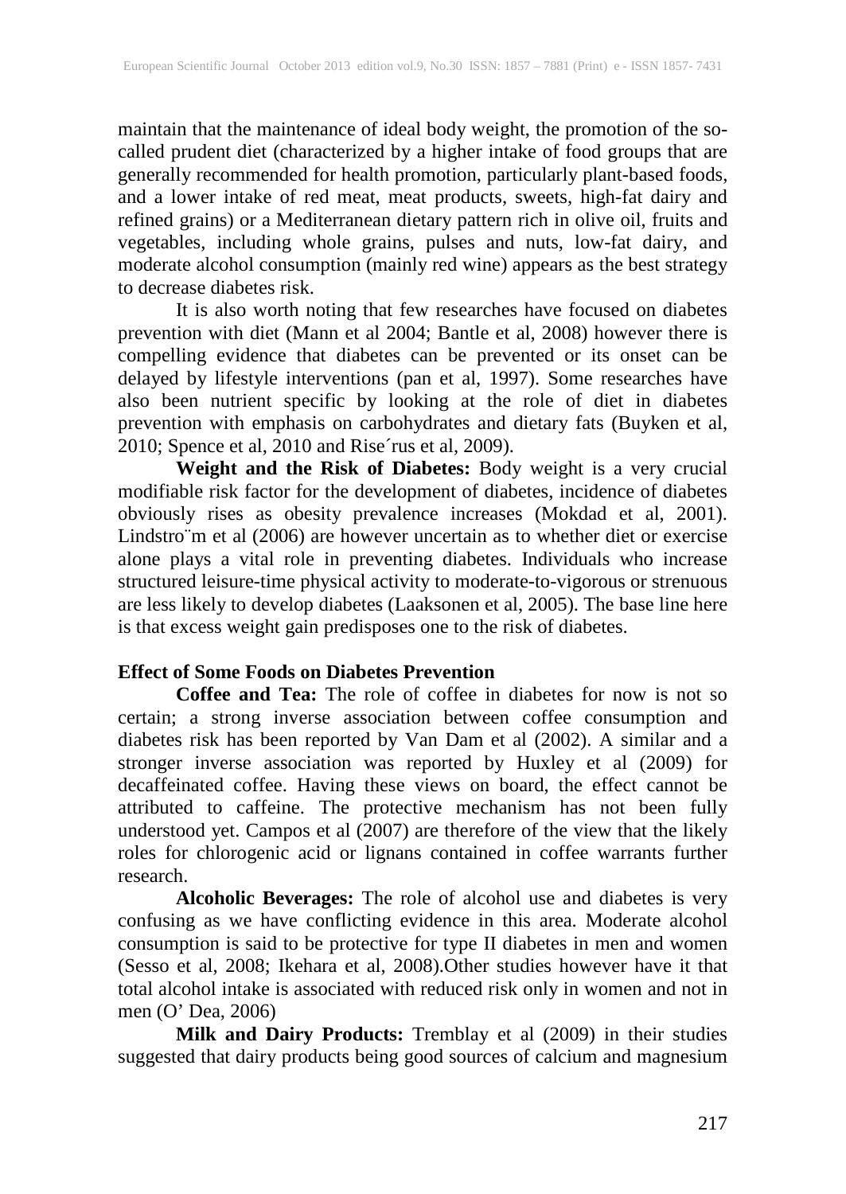maintain that the maintenance of ideal body weight, the promotion of the so-called prudent diet (characterized by a higher intake of food groups that are generally recommended for health promotion, particularly plant-based foods, and a lower intake of red meat, meat products, sweets, high-fat dairy and refined grains) or a Mediterranean dietary pattern rich in olive oil, fruits and vegetables, including whole grains, pulses and nuts, low-fat dairy, and moderate alcohol consumption (mainly red wine) appears as the best strategy to decrease diabetes risk.

It is also worth noting that few researches have focused on diabetes prevention with diet (Mann et al 2004; Bantle et al, 2008) however there is compelling evidence that diabetes can be prevented or its onset can be delayed by lifestyle interventions (pan et al, 1997). Some researches have also been nutrient specific by looking at the role of diet in diabetes prevention with emphasis on carbohydrates and dietary fats (Buyken et al, 2010; Spence et al, 2010 and Rise´rus et al, 2009).

**Weight and the Risk of Diabetes:** Body weight is a very crucial modifiable risk factor for the development of diabetes, incidence of diabetes obviously rises as obesity prevalence increases (Mokdad et al, 2001). Lindstro¨m et al (2006) are however uncertain as to whether diet or exercise alone plays a vital role in preventing diabetes. Individuals who increase structured leisure-time physical activity to moderate-to-vigorous or strenuous are less likely to develop diabetes (Laaksonen et al, 2005). The base line here is that excess weight gain predisposes one to the risk of diabetes.

**Effect of Some Foods on Diabetes Prevention**

**Coffee and Tea:** The role of coffee in diabetes for now is not so certain; a strong inverse association between coffee consumption and diabetes risk has been reported by Van Dam et al (2002). A similar and a stronger inverse association was reported by Huxley et al (2009) for decaffeinated coffee. Having these views on board, the effect cannot be attributed to caffeine. The protective mechanism has not been fully understood yet. Campos et al (2007) are therefore of the view that the likely roles for chlorogenic acid or lignans contained in coffee warrants further research.

**Alcoholic Beverages:** The role of alcohol use and diabetes is very confusing as we have conflicting evidence in this area. Moderate alcohol consumption is said to be protective for type II diabetes in men and women (Sesso et al, 2008; Ikehara et al, 2008).Other studies however have it that total alcohol intake is associated with reduced risk only in women and not in men (O' Dea, 2006)

**Milk and Dairy Products:** Tremblay et al (2009) in their studies suggested that dairy products being good sources of calcium and magnesium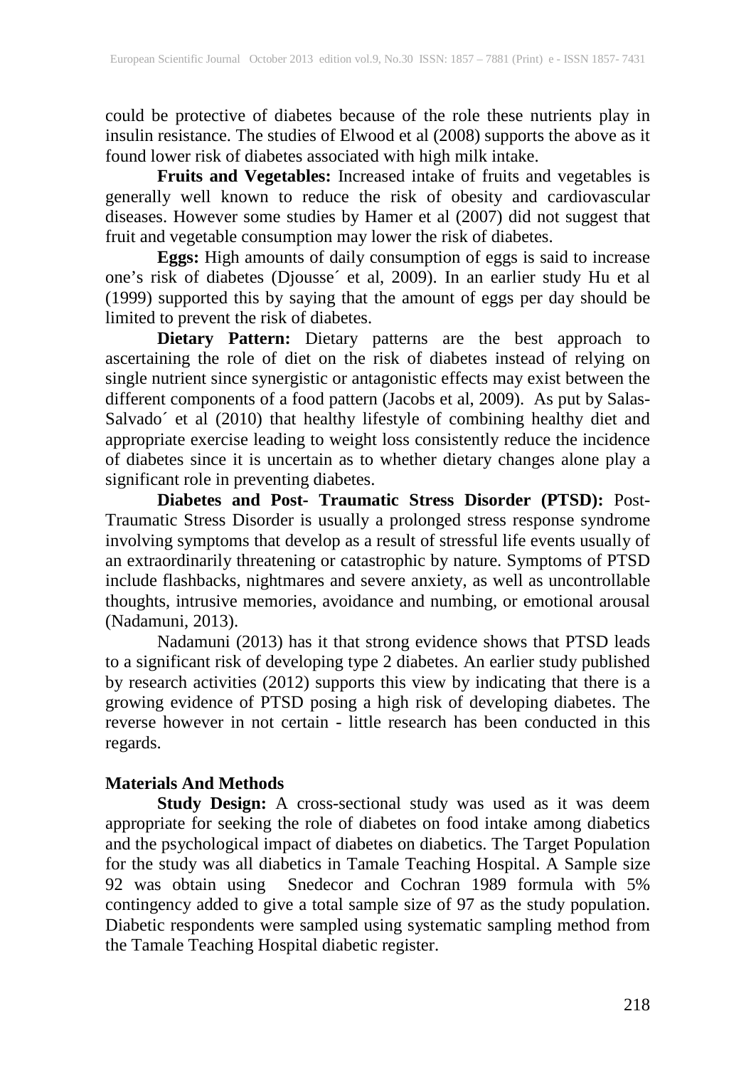could be protective of diabetes because of the role these nutrients play in insulin resistance. The studies of Elwood et al (2008) supports the above as it found lower risk of diabetes associated with high milk intake.

**Fruits and Vegetables:** Increased intake of fruits and vegetables is generally well known to reduce the risk of obesity and cardiovascular diseases. However some studies by Hamer et al (2007) did not suggest that fruit and vegetable consumption may lower the risk of diabetes.

**Eggs:** High amounts of daily consumption of eggs is said to increase one's risk of diabetes (Djousse´ et al, 2009). In an earlier study Hu et al (1999) supported this by saying that the amount of eggs per day should be limited to prevent the risk of diabetes.

**Dietary Pattern:** Dietary patterns are the best approach to ascertaining the role of diet on the risk of diabetes instead of relying on single nutrient since synergistic or antagonistic effects may exist between the different components of a food pattern (Jacobs et al, 2009). As put by Salas-Salvado´ et al (2010) that healthy lifestyle of combining healthy diet and appropriate exercise leading to weight loss consistently reduce the incidence of diabetes since it is uncertain as to whether dietary changes alone play a significant role in preventing diabetes.

**Diabetes and Post- Traumatic Stress Disorder (PTSD):** Post-Traumatic Stress Disorder is usually a prolonged stress response syndrome involving symptoms that develop as a result of stressful life events usually of an extraordinarily threatening or catastrophic by nature. Symptoms of PTSD include flashbacks, nightmares and severe anxiety, as well as uncontrollable thoughts, intrusive memories, avoidance and numbing, or emotional arousal (Nadamuni, 2013).

Nadamuni (2013) has it that strong evidence shows that PTSD leads to a significant risk of developing type 2 diabetes. An earlier study published by research activities (2012) supports this view by indicating that there is a growing evidence of PTSD posing a high risk of developing diabetes. The reverse however in not certain - little research has been conducted in this regards.

## Materials And Methods

**Study Design:** A cross-sectional study was used as it was deem appropriate for seeking the role of diabetes on food intake among diabetics and the psychological impact of diabetes on diabetics. The Target Population for the study was all diabetics in Tamale Teaching Hospital. A Sample size 92 was obtain using Snedecor and Cochran 1989 formula with 5% contingency added to give a total sample size of 97 as the study population. Diabetic respondents were sampled using systematic sampling method from the Tamale Teaching Hospital diabetic register.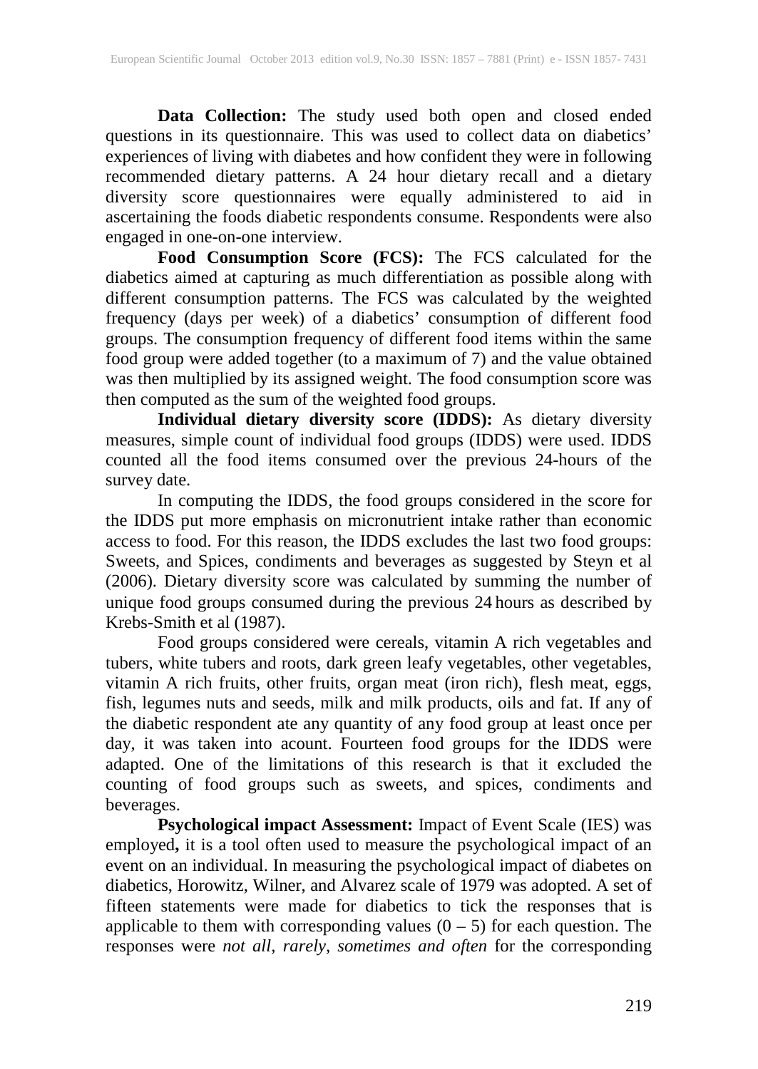**Data Collection:** The study used both open and closed ended questions in its questionnaire. This was used to collect data on diabetics' experiences of living with diabetes and how confident they were in following recommended dietary patterns. A 24 hour dietary recall and a dietary diversity score questionnaires were equally administered to aid in ascertaining the foods diabetic respondents consume. Respondents were also engaged in one-on-one interview.

**Food Consumption Score (FCS):** The FCS calculated for the diabetics aimed at capturing as much differentiation as possible along with different consumption patterns. The FCS was calculated by the weighted frequency (days per week) of a diabetics' consumption of different food groups. The consumption frequency of different food items within the same food group were added together (to a maximum of 7) and the value obtained was then multiplied by its assigned weight. The food consumption score was then computed as the sum of the weighted food groups.

**Individual dietary diversity score (IDDS):** As dietary diversity measures, simple count of individual food groups (IDDS) were used. IDDS counted all the food items consumed over the previous 24-hours of the survey date.

In computing the IDDS, the food groups considered in the score for the IDDS put more emphasis on micronutrient intake rather than economic access to food. For this reason, the IDDS excludes the last two food groups: Sweets, and Spices, condiments and beverages as suggested by Steyn et al (2006). Dietary diversity score was calculated by summing the number of unique food groups consumed during the previous 24 hours as described by Krebs-Smith et al (1987).

Food groups considered were cereals, vitamin A rich vegetables and tubers, white tubers and roots, dark green leafy vegetables, other vegetables, vitamin A rich fruits, other fruits, organ meat (iron rich), flesh meat, eggs, fish, legumes nuts and seeds, milk and milk products, oils and fat. If any of the diabetic respondent ate any quantity of any food group at least once per day, it was taken into acount. Fourteen food groups for the IDDS were adapted. One of the limitations of this research is that it excluded the counting of food groups such as sweets, and spices, condiments and beverages.

**Psychological impact Assessment:** Impact of Event Scale (IES) was employed**,** it is a tool often used to measure the psychological impact of an event on an individual. In measuring the psychological impact of diabetes on diabetics, Horowitz, Wilner, and Alvarez scale of 1979 was adopted. A set of fifteen statements were made for diabetics to tick the responses that is applicable to them with corresponding values (0 – 5) for each question. The responses were *not all, rarely, sometimes and often* for the corresponding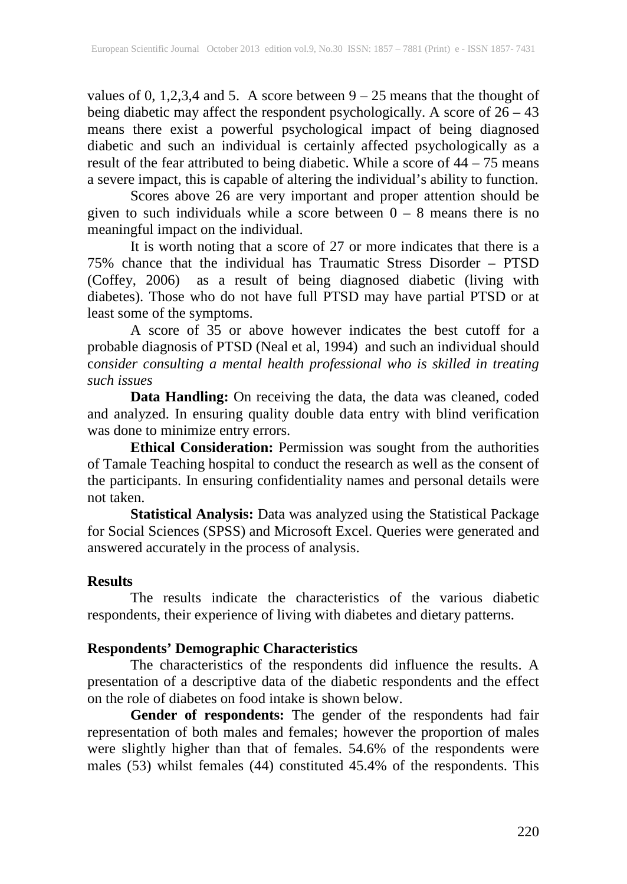values of 0, 1,2,3,4 and 5. A score between 9 – 25 means that the thought of being diabetic may affect the respondent psychologically. A score of 26 – 43 means there exist a powerful psychological impact of being diagnosed diabetic and such an individual is certainly affected psychologically as a result of the fear attributed to being diabetic. While a score of 44 – 75 means a severe impact, this is capable of altering the individual's ability to function.

Scores above 26 are very important and proper attention should be given to such individuals while a score between 0 – 8 means there is no meaningful impact on the individual.

It is worth noting that a score of 27 or more indicates that there is a 75% chance that the individual has Traumatic Stress Disorder – PTSD (Coffey, 2006) as a result of being diagnosed diabetic (living with diabetes). Those who do not have full PTSD may have partial PTSD or at least some of the symptoms.

A score of 35 or above however indicates the best cutoff for a probable diagnosis of PTSD (Neal et al, 1994) and such an individual should c*onsider consulting a mental health professional who is skilled in treating such issues*

**Data Handling:** On receiving the data, the data was cleaned, coded and analyzed. In ensuring quality double data entry with blind verification was done to minimize entry errors.

**Ethical Consideration:** Permission was sought from the authorities of Tamale Teaching hospital to conduct the research as well as the consent of the participants. In ensuring confidentiality names and personal details were not taken.

**Statistical Analysis:** Data was analyzed using the Statistical Package for Social Sciences (SPSS) and Microsoft Excel. Queries were generated and answered accurately in the process of analysis.

## Results

The results indicate the characteristics of the various diabetic respondents, their experience of living with diabetes and dietary patterns.

### Respondents' Demographic Characteristics

The characteristics of the respondents did influence the results. A presentation of a descriptive data of the diabetic respondents and the effect on the role of diabetes on food intake is shown below.

**Gender of respondents:** The gender of the respondents had fair representation of both males and females; however the proportion of males were slightly higher than that of females. 54.6% of the respondents were males (53) whilst females (44) constituted 45.4% of the respondents. This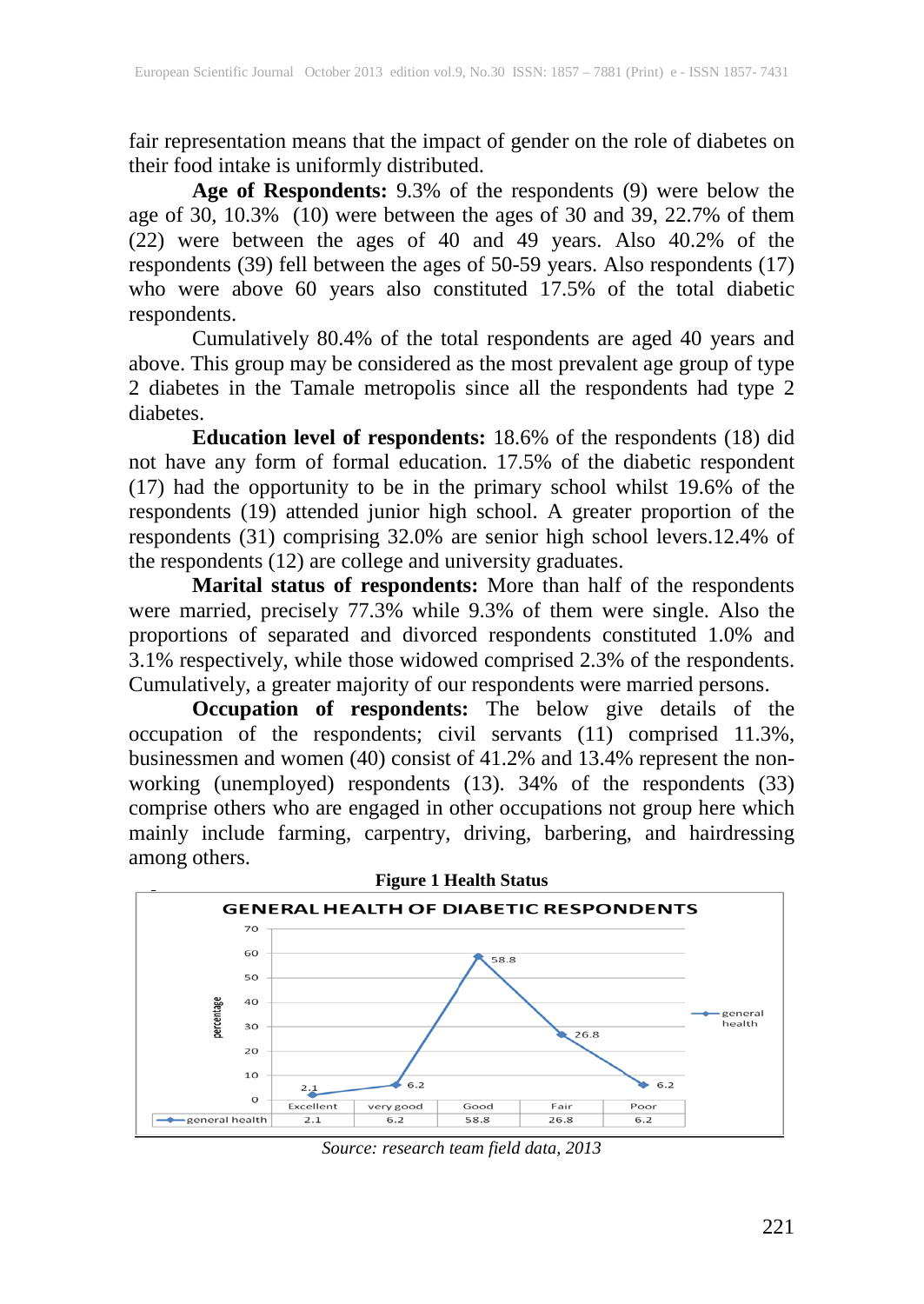fair representation means that the impact of gender on the role of diabetes on their food intake is uniformly distributed.

**Age of Respondents:** 9.3% of the respondents (9) were below the age of 30, 10.3% (10) were between the ages of 30 and 39, 22.7% of them (22) were between the ages of 40 and 49 years. Also 40.2% of the respondents (39) fell between the ages of 50-59 years. Also respondents (17) who were above 60 years also constituted 17.5% of the total diabetic respondents.

Cumulatively 80.4% of the total respondents are aged 40 years and above. This group may be considered as the most prevalent age group of type 2 diabetes in the Tamale metropolis since all the respondents had type 2 diabetes.

**Education level of respondents:** 18.6% of the respondents (18) did not have any form of formal education. 17.5% of the diabetic respondent (17) had the opportunity to be in the primary school whilst 19.6% of the respondents (19) attended junior high school. A greater proportion of the respondents (31) comprising 32.0% are senior high school levers.12.4% of the respondents (12) are college and university graduates.

**Marital status of respondents:** More than half of the respondents were married, precisely 77.3% while 9.3% of them were single. Also the proportions of separated and divorced respondents constituted 1.0% and 3.1% respectively, while those widowed comprised 2.3% of the respondents. Cumulatively, a greater majority of our respondents were married persons.

**Occupation of respondents:** The below give details of the occupation of the respondents; civil servants (11) comprised 11.3%, businessmen and women (40) consist of 41.2% and 13.4% represent the non-working (unemployed) respondents (13). 34% of the respondents (33) comprise others who are engaged in other occupations not group here which mainly include farming, carpentry, driving, barbering, and hairdressing among others.

**Figure 1 Health Status**

GENERAL HEALTH OF DIABETIC RESPONDENTS

| | Excellent | very good | Good | Fair | Poor |
|---|---|---|---|---|---|
| general health | 2.1 | 6.2 | 58.8 | 26.8 | 6.2 |

*Source: research team field data, 2013*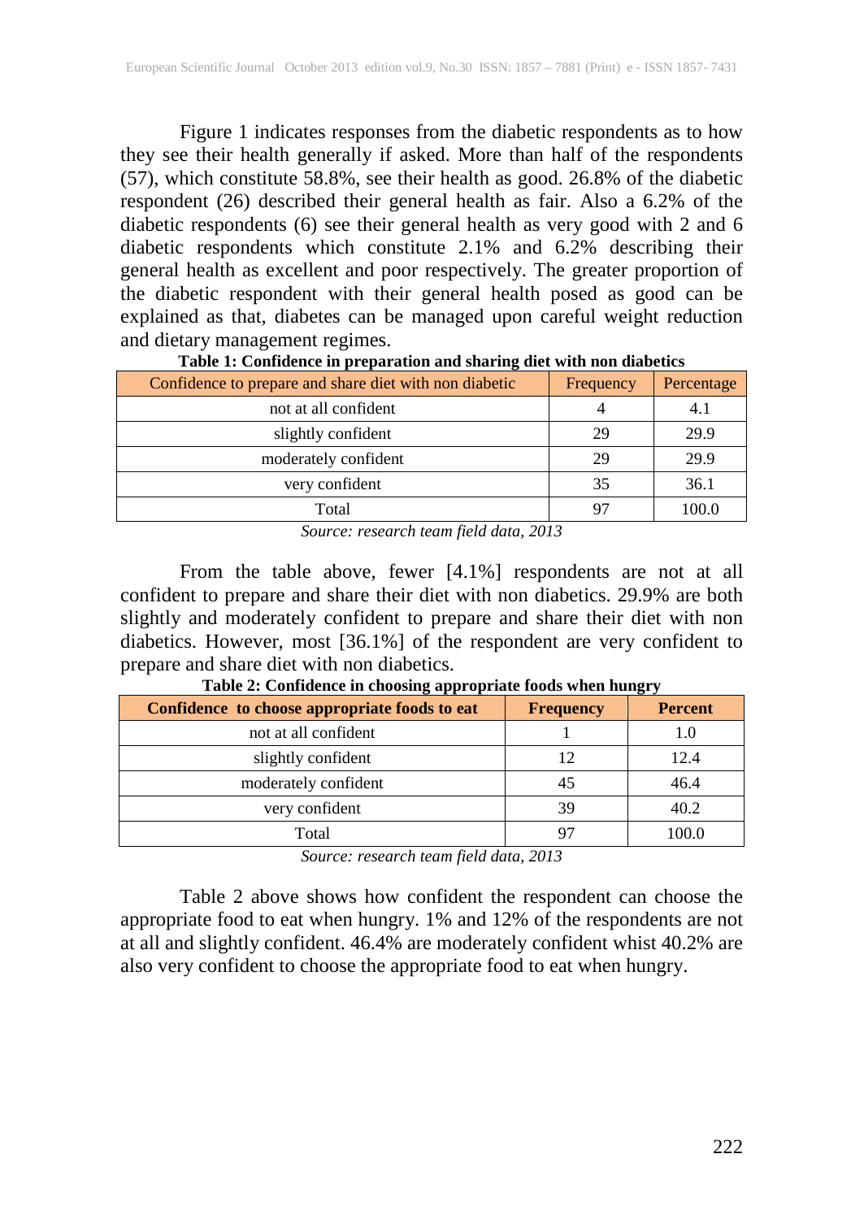Figure 1 indicates responses from the diabetic respondents as to how they see their health generally if asked. More than half of the respondents (57), which constitute 58.8%, see their health as good. 26.8% of the diabetic respondent (26) described their general health as fair. Also a 6.2% of the diabetic respondents (6) see their general health as very good with 2 and 6 diabetic respondents which constitute 2.1% and 6.2% describing their general health as excellent and poor respectively. The greater proportion of the diabetic respondent with their general health posed as good can be explained as that, diabetes can be managed upon careful weight reduction and dietary management regimes.

**Table 1: Confidence in preparation and sharing diet with non diabetics**

| Confidence to prepare and share diet with non diabetic | Frequency | Percentage |
|---|---|---|
| not at all confident | 4 | 4.1 |
| slightly confident | 29 | 29.9 |
| moderately confident | 29 | 29.9 |
| very confident | 35 | 36.1 |
| Total | 97 | 100.0 |

*Source: research team field data, 2013*

From the table above, fewer [4.1%] respondents are not at all confident to prepare and share their diet with non diabetics. 29.9% are both slightly and moderately confident to prepare and share their diet with non diabetics. However, most [36.1%] of the respondent are very confident to prepare and share diet with non diabetics.

**Table 2: Confidence in choosing appropriate foods when hungry**

| **Confidence to choose appropriate foods to eat** | **Frequency** | **Percent** |
|---|---|---|
| not at all confident | 1 | 1.0 |
| slightly confident | 12 | 12.4 |
| moderately confident | 45 | 46.4 |
| very confident | 39 | 40.2 |
| Total | 97 | 100.0 |

*Source: research team field data, 2013*

Table 2 above shows how confident the respondent can choose the appropriate food to eat when hungry. 1% and 12% of the respondents are not at all and slightly confident. 46.4% are moderately confident whist 40.2% are also very confident to choose the appropriate food to eat when hungry.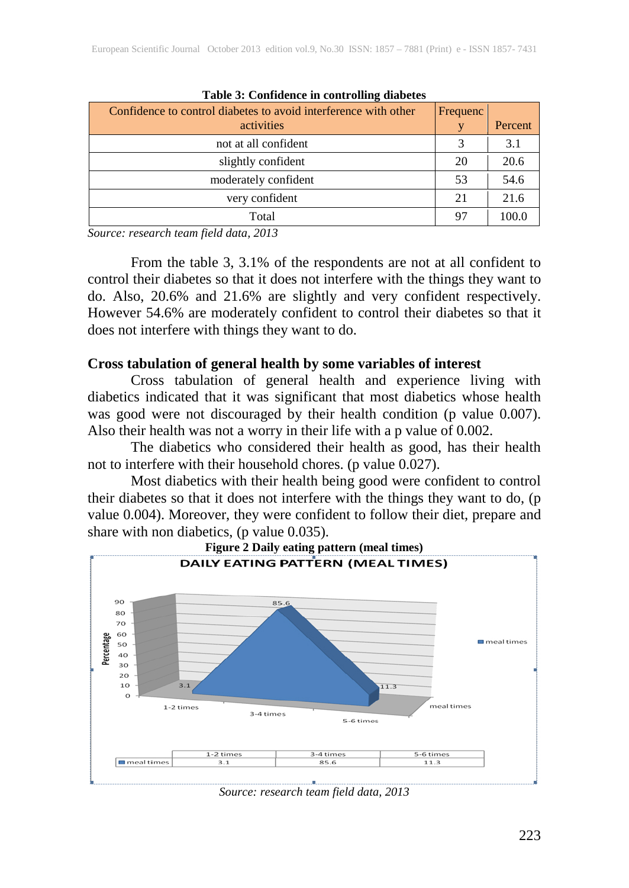**Table 3: Confidence in controlling diabetes**

| Confidence to control diabetes to avoid interference with other activities | Frequency | Percent |
|---|---|---|
| not at all confident | 3 | 3.1 |
| slightly confident | 20 | 20.6 |
| moderately confident | 53 | 54.6 |
| very confident | 21 | 21.6 |
| Total | 97 | 100.0 |

*Source: research team field data, 2013*

From the table 3, 3.1% of the respondents are not at all confident to control their diabetes so that it does not interfere with the things they want to do. Also, 20.6% and 21.6% are slightly and very confident respectively. However 54.6% are moderately confident to control their diabetes so that it does not interfere with things they want to do.

**Cross tabulation of general health by some variables of interest**

Cross tabulation of general health and experience living with diabetics indicated that it was significant that most diabetics whose health was good were not discouraged by their health condition (p value 0.007). Also their health was not a worry in their life with a p value of 0.002.

The diabetics who considered their health as good, has their health not to interfere with their household chores. (p value 0.027).

Most diabetics with their health being good were confident to control their diabetes so that it does not interfere with the things they want to do, (p value 0.004). Moreover, they were confident to follow their diet, prepare and share with non diabetics, (p value 0.035).

**Figure 2 Daily eating pattern (meal times)**

DAILY EATING PATTERN (MEAL TIMES)

| | 1-2 times | 3-4 times | 5-6 times |
|---|---|---|---|
| meal times | 3.1 | 85.6 | 11.3 |

*Source: research team field data, 2013*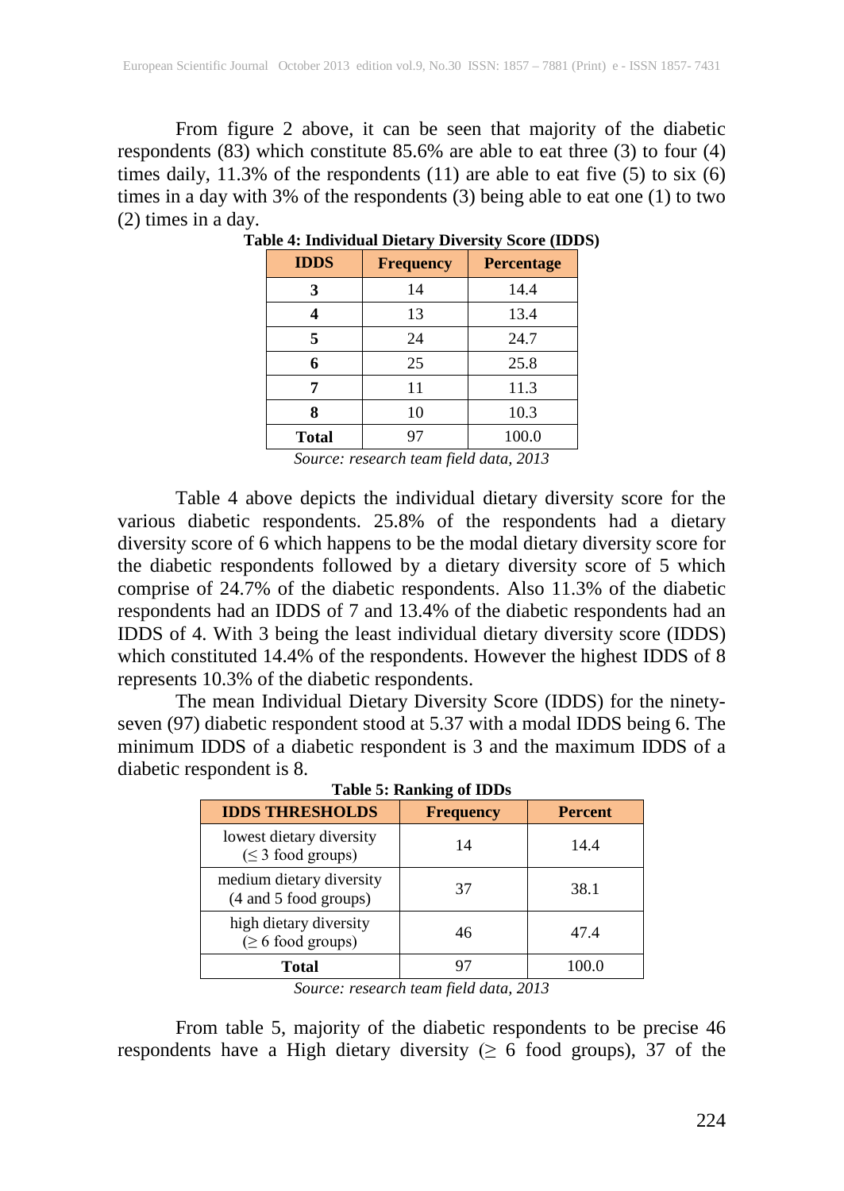From figure 2 above, it can be seen that majority of the diabetic respondents (83) which constitute 85.6% are able to eat three (3) to four (4) times daily, 11.3% of the respondents (11) are able to eat five (5) to six (6) times in a day with 3% of the respondents (3) being able to eat one (1) to two (2) times in a day.

**Table 4: Individual Dietary Diversity Score (IDDS)**

| IDDS | Frequency | Percentage |
|---|---|---|
| 3 | 14 | 14.4 |
| 4 | 13 | 13.4 |
| 5 | 24 | 24.7 |
| 6 | 25 | 25.8 |
| 7 | 11 | 11.3 |
| 8 | 10 | 10.3 |
| Total | 97 | 100.0 |

*Source: research team field data, 2013*

Table 4 above depicts the individual dietary diversity score for the various diabetic respondents. 25.8% of the respondents had a dietary diversity score of 6 which happens to be the modal dietary diversity score for the diabetic respondents followed by a dietary diversity score of 5 which comprise of 24.7% of the diabetic respondents. Also 11.3% of the diabetic respondents had an IDDS of 7 and 13.4% of the diabetic respondents had an IDDS of 4. With 3 being the least individual dietary diversity score (IDDS) which constituted 14.4% of the respondents. However the highest IDDS of 8 represents 10.3% of the diabetic respondents.

The mean Individual Dietary Diversity Score (IDDS) for the ninety-seven (97) diabetic respondent stood at 5.37 with a modal IDDS being 6. The minimum IDDS of a diabetic respondent is 3 and the maximum IDDS of a diabetic respondent is 8.

**Table 5: Ranking of IDDs**

| IDDS THRESHOLDS | Frequency | Percent |
|---|---|---|
| lowest dietary diversity ($\leq 3$ food groups) | 14 | 14.4 |
| medium dietary diversity (4 and 5 food groups) | 37 | 38.1 |
| high dietary diversity ($\geq 6$ food groups) | 46 | 47.4 |
| Total | 97 | 100.0 |

*Source: research team field data, 2013*

From table 5, majority of the diabetic respondents to be precise 46 respondents have a High dietary diversity ($\geq$ 6 food groups), 37 of the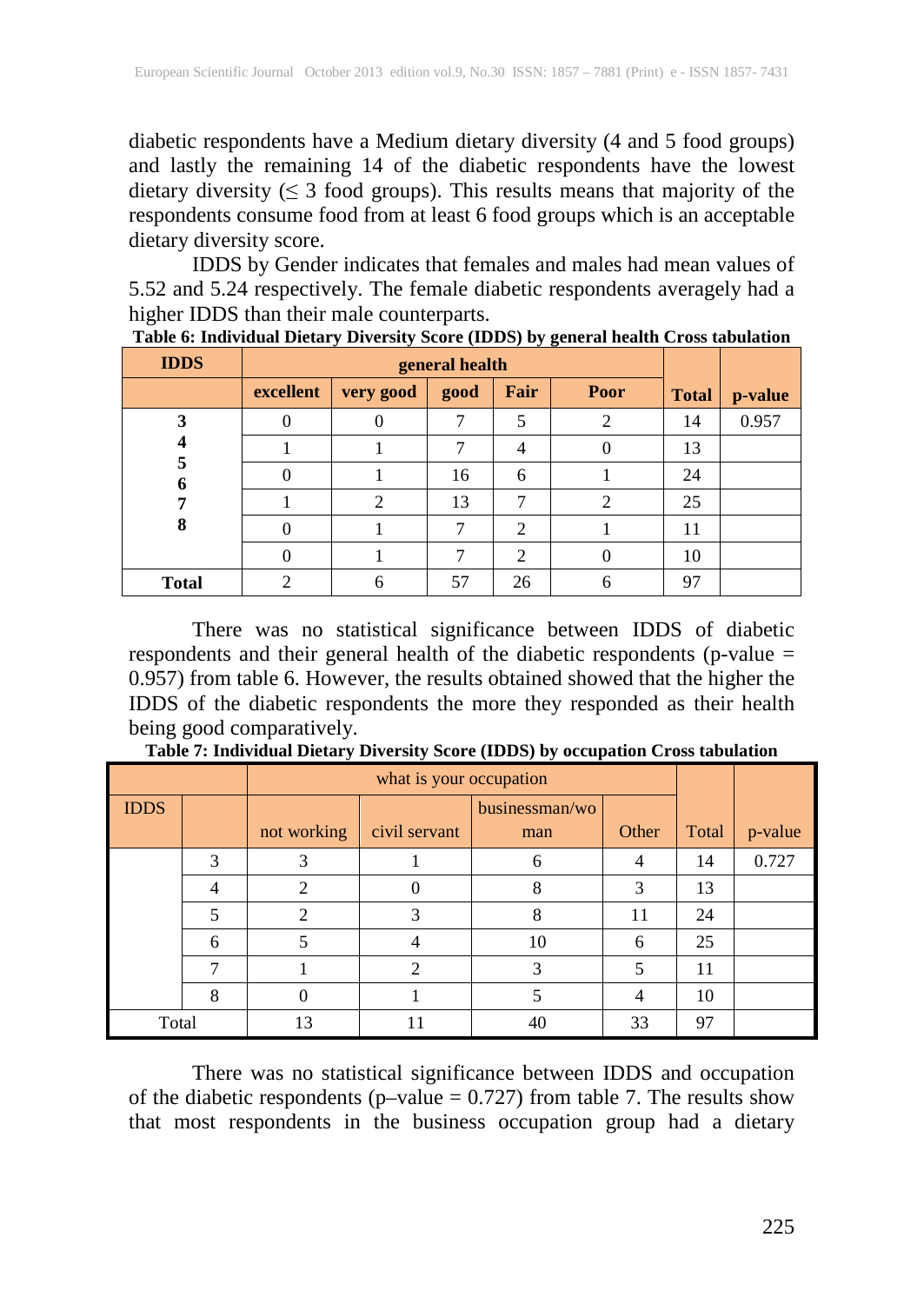diabetic respondents have a Medium dietary diversity (4 and 5 food groups) and lastly the remaining 14 of the diabetic respondents have the lowest dietary diversity (≤ 3 food groups). This results means that majority of the respondents consume food from at least 6 food groups which is an acceptable dietary diversity score.

IDDS by Gender indicates that females and males had mean values of 5.52 and 5.24 respectively. The female diabetic respondents averagely had a higher IDDS than their male counterparts.

**Table 6: Individual Dietary Diversity Score (IDDS) by general health Cross tabulation**

| IDDS | general health | | | | | Total | p-value |
|---|---|---|---|---|---|---|---|
| | excellent | very good | good | Fair | Poor | | |
| 3 | 0 | 0 | 7 | 5 | 2 | 14 | 0.957 |
| 4 | 1 | 1 | 7 | 4 | 0 | 13 | |
| 5 | 0 | 1 | 16 | 6 | 1 | 24 | |
| 6 | 1 | 2 | 13 | 7 | 2 | 25 | |
| 7 | 0 | 1 | 7 | 2 | 1 | 11 | |
| 8 | 0 | 1 | 7 | 2 | 0 | 10 | |
| Total | 2 | 6 | 57 | 26 | 6 | 97 | |

There was no statistical significance between IDDS of diabetic respondents and their general health of the diabetic respondents (p-value = 0.957) from table 6. However, the results obtained showed that the higher the IDDS of the diabetic respondents the more they responded as their health being good comparatively.

**Table 7: Individual Dietary Diversity Score (IDDS) by occupation Cross tabulation**

| IDDS | | what is your occupation | | | | Total | p-value |
|---|---|---|---|---|---|---|---|
| | | not working | civil servant | businessman/woman | Other | | |
| | 3 | 3 | 1 | 6 | 4 | 14 | 0.727 |
| | 4 | 2 | 0 | 8 | 3 | 13 | |
| | 5 | 2 | 3 | 8 | 11 | 24 | |
| | 6 | 5 | 4 | 10 | 6 | 25 | |
| | 7 | 1 | 2 | 3 | 5 | 11 | |
| | 8 | 0 | 1 | 5 | 4 | 10 | |
| Total | | 13 | 11 | 40 | 33 | 97 | |

There was no statistical significance between IDDS and occupation of the diabetic respondents (p–value = 0.727) from table 7. The results show that most respondents in the business occupation group had a dietary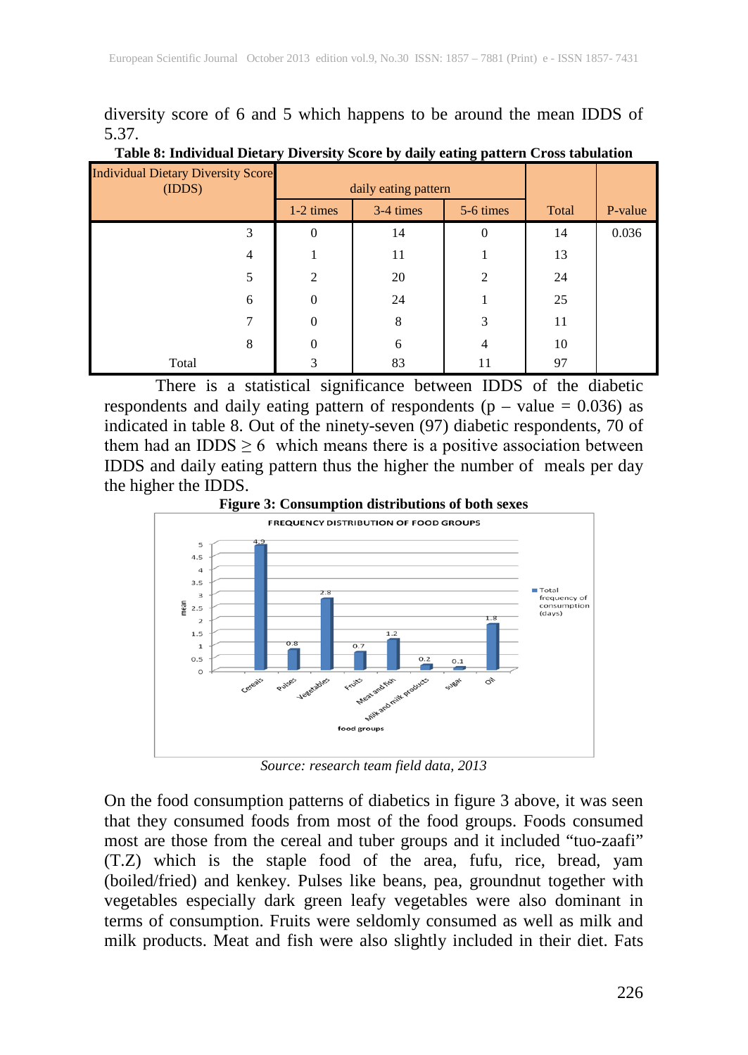diversity score of 6 and 5 which happens to be around the mean IDDS of 5.37.

**Table 8: Individual Dietary Diversity Score by daily eating pattern Cross tabulation**

| Individual Dietary Diversity Score (IDDS) | daily eating pattern | | | Total | P-value |
|---|---|---|---|---|---|
| | 1-2 times | 3-4 times | 5-6 times | | |
| 3 | 0 | 14 | 0 | 14 | 0.036 |
| 4 | 1 | 11 | 1 | 13 | |
| 5 | 2 | 20 | 2 | 24 | |
| 6 | 0 | 24 | 1 | 25 | |
| 7 | 0 | 8 | 3 | 11 | |
| 8 | 0 | 6 | 4 | 10 | |
| Total | 3 | 83 | 11 | 97 | |

There is a statistical significance between IDDS of the diabetic respondents and daily eating pattern of respondents (p – value = 0.036) as indicated in table 8. Out of the ninety-seven (97) diabetic respondents, 70 of them had an IDDS $\geq 6$ which means there is a positive association between IDDS and daily eating pattern thus the higher the number of meals per day the higher the IDDS.

**Figure 3: Consumption distributions of both sexes**

*Source: research team field data, 2013*

On the food consumption patterns of diabetics in figure 3 above, it was seen that they consumed foods from most of the food groups. Foods consumed most are those from the cereal and tuber groups and it included "tuo-zaafi" (T.Z) which is the staple food of the area, fufu, rice, bread, yam (boiled/fried) and kenkey. Pulses like beans, pea, groundnut together with vegetables especially dark green leafy vegetables were also dominant in terms of consumption. Fruits were seldomly consumed as well as milk and milk products. Meat and fish were also slightly included in their diet. Fats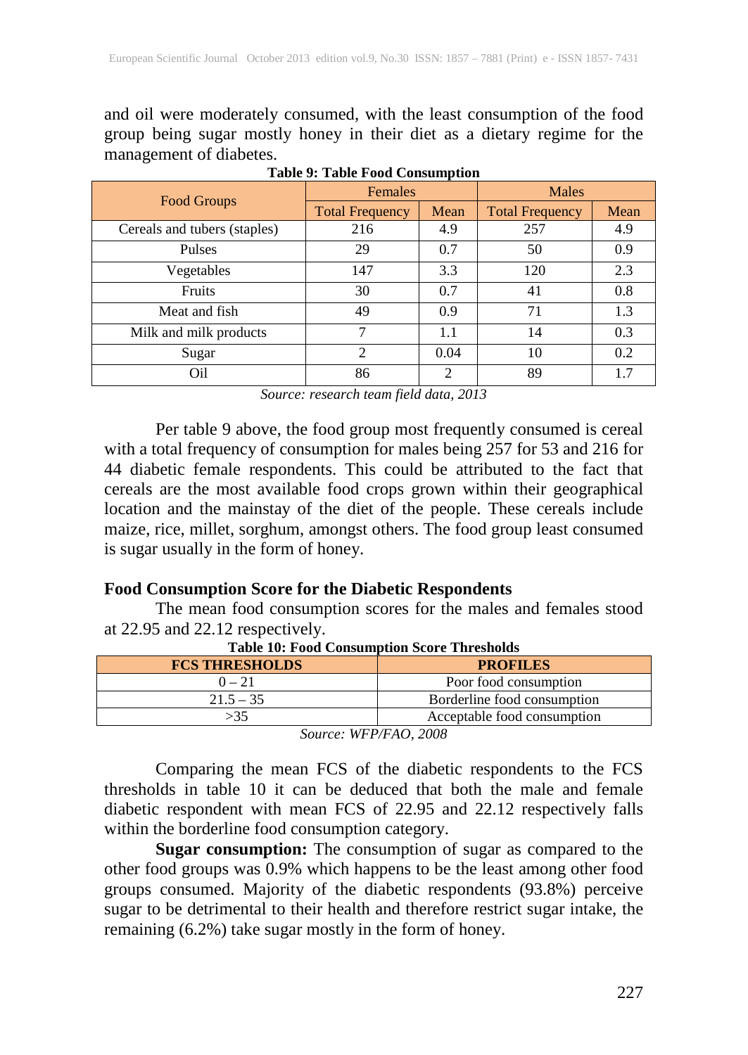and oil were moderately consumed, with the least consumption of the food group being sugar mostly honey in their diet as a dietary regime for the management of diabetes.

**Table 9: Table Food Consumption**

| Food Groups | Females | | Males | |
|---|---|---|---|---|
| | Total Frequency | Mean | Total Frequency | Mean |
| Cereals and tubers (staples) | 216 | 4.9 | 257 | 4.9 |
| Pulses | 29 | 0.7 | 50 | 0.9 |
| Vegetables | 147 | 3.3 | 120 | 2.3 |
| Fruits | 30 | 0.7 | 41 | 0.8 |
| Meat and fish | 49 | 0.9 | 71 | 1.3 |
| Milk and milk products | 7 | 1.1 | 14 | 0.3 |
| Sugar | 2 | 0.04 | 10 | 0.2 |
| Oil | 86 | 2 | 89 | 1.7 |

*Source: research team field data, 2013*

Per table 9 above, the food group most frequently consumed is cereal with a total frequency of consumption for males being 257 for 53 and 216 for 44 diabetic female respondents. This could be attributed to the fact that cereals are the most available food crops grown within their geographical location and the mainstay of the diet of the people. These cereals include maize, rice, millet, sorghum, amongst others. The food group least consumed is sugar usually in the form of honey.

### Food Consumption Score for the Diabetic Respondents

The mean food consumption scores for the males and females stood at 22.95 and 22.12 respectively.

**Table 10: Food Consumption Score Thresholds**

| FCS THRESHOLDS | PROFILES |
|---|---|
| 0 – 21 | Poor food consumption |
| 21.5 – 35 | Borderline food consumption |
| >35 | Acceptable food consumption |

*Source: WFP/FAO, 2008*

Comparing the mean FCS of the diabetic respondents to the FCS thresholds in table 10 it can be deduced that both the male and female diabetic respondent with mean FCS of 22.95 and 22.12 respectively falls within the borderline food consumption category.

**Sugar consumption:** The consumption of sugar as compared to the other food groups was 0.9% which happens to be the least among other food groups consumed. Majority of the diabetic respondents (93.8%) perceive sugar to be detrimental to their health and therefore restrict sugar intake, the remaining (6.2%) take sugar mostly in the form of honey.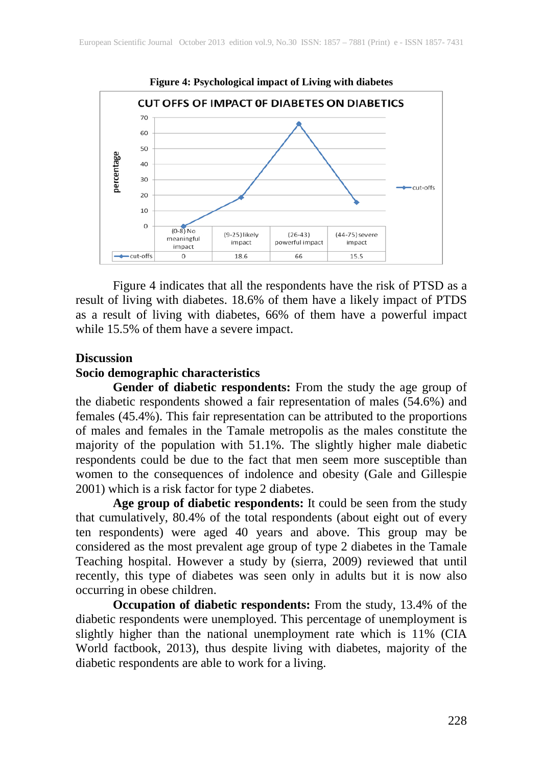**Figure 4: Psychological impact of Living with diabetes**

CUT OFFS OF IMPACT OF DIABETES ON DIABETICS

| | (0-8) No meaningful impact | (9-25) likely impact | (26-43) powerful impact | (44-75) severe impact |
|---|---|---|---|---|
| cut-offs | 0 | 18.6 | 66 | 15.5 |

Figure 4 indicates that all the respondents have the risk of PTSD as a result of living with diabetes. 18.6% of them have a likely impact of PTDS as a result of living with diabetes, 66% of them have a powerful impact while 15.5% of them have a severe impact.

## Discussion

### Socio demographic characteristics

**Gender of diabetic respondents:** From the study the age group of the diabetic respondents showed a fair representation of males (54.6%) and females (45.4%). This fair representation can be attributed to the proportions of males and females in the Tamale metropolis as the males constitute the majority of the population with 51.1%. The slightly higher male diabetic respondents could be due to the fact that men seem more susceptible than women to the consequences of indolence and obesity (Gale and Gillespie 2001) which is a risk factor for type 2 diabetes.

**Age group of diabetic respondents:** It could be seen from the study that cumulatively, 80.4% of the total respondents (about eight out of every ten respondents) were aged 40 years and above. This group may be considered as the most prevalent age group of type 2 diabetes in the Tamale Teaching hospital. However a study by (sierra, 2009) reviewed that until recently, this type of diabetes was seen only in adults but it is now also occurring in obese children.

**Occupation of diabetic respondents:** From the study, 13.4% of the diabetic respondents were unemployed. This percentage of unemployment is slightly higher than the national unemployment rate which is 11% (CIA World factbook, 2013), thus despite living with diabetes, majority of the diabetic respondents are able to work for a living.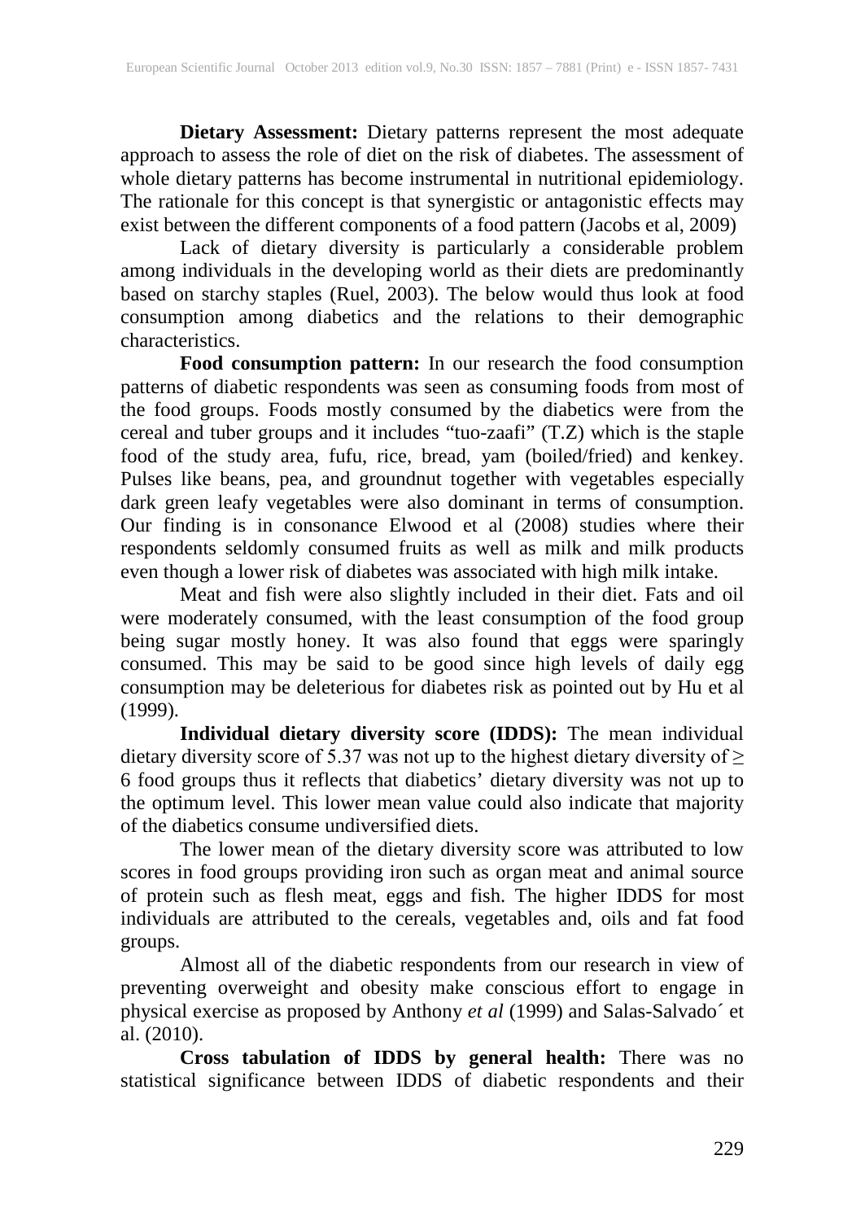**Dietary Assessment:** Dietary patterns represent the most adequate approach to assess the role of diet on the risk of diabetes. The assessment of whole dietary patterns has become instrumental in nutritional epidemiology. The rationale for this concept is that synergistic or antagonistic effects may exist between the different components of a food pattern (Jacobs et al, 2009)

Lack of dietary diversity is particularly a considerable problem among individuals in the developing world as their diets are predominantly based on starchy staples (Ruel, 2003). The below would thus look at food consumption among diabetics and the relations to their demographic characteristics.

**Food consumption pattern:** In our research the food consumption patterns of diabetic respondents was seen as consuming foods from most of the food groups. Foods mostly consumed by the diabetics were from the cereal and tuber groups and it includes "tuo-zaafi" (T.Z) which is the staple food of the study area, fufu, rice, bread, yam (boiled/fried) and kenkey. Pulses like beans, pea, and groundnut together with vegetables especially dark green leafy vegetables were also dominant in terms of consumption. Our finding is in consonance Elwood et al (2008) studies where their respondents seldomly consumed fruits as well as milk and milk products even though a lower risk of diabetes was associated with high milk intake.

Meat and fish were also slightly included in their diet. Fats and oil were moderately consumed, with the least consumption of the food group being sugar mostly honey. It was also found that eggs were sparingly consumed. This may be said to be good since high levels of daily egg consumption may be deleterious for diabetes risk as pointed out by Hu et al (1999).

**Individual dietary diversity score (IDDS):** The mean individual dietary diversity score of 5.37 was not up to the highest dietary diversity of $\geq$ 6 food groups thus it reflects that diabetics' dietary diversity was not up to the optimum level. This lower mean value could also indicate that majority of the diabetics consume undiversified diets.

The lower mean of the dietary diversity score was attributed to low scores in food groups providing iron such as organ meat and animal source of protein such as flesh meat, eggs and fish. The higher IDDS for most individuals are attributed to the cereals, vegetables and, oils and fat food groups.

Almost all of the diabetic respondents from our research in view of preventing overweight and obesity make conscious effort to engage in physical exercise as proposed by Anthony *et al* (1999) and Salas-Salvado´ et al. (2010).

**Cross tabulation of IDDS by general health:** There was no statistical significance between IDDS of diabetic respondents and their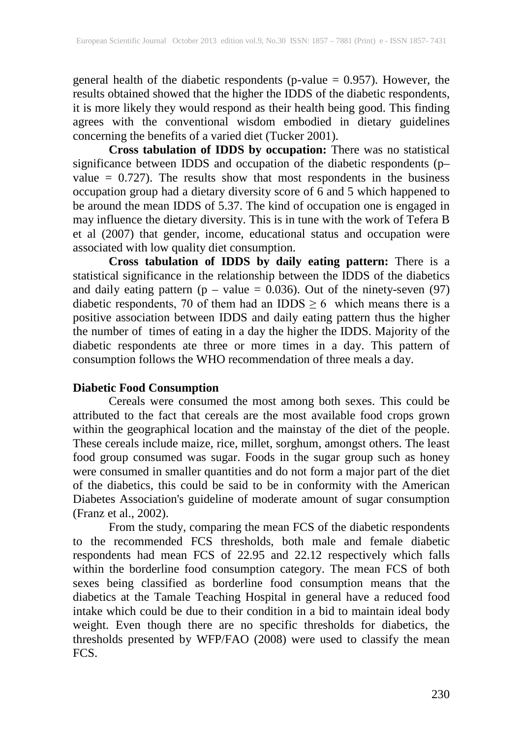general health of the diabetic respondents (p-value = 0.957). However, the results obtained showed that the higher the IDDS of the diabetic respondents, it is more likely they would respond as their health being good. This finding agrees with the conventional wisdom embodied in dietary guidelines concerning the benefits of a varied diet (Tucker 2001).

**Cross tabulation of IDDS by occupation:** There was no statistical significance between IDDS and occupation of the diabetic respondents (p–value = 0.727). The results show that most respondents in the business occupation group had a dietary diversity score of 6 and 5 which happened to be around the mean IDDS of 5.37. The kind of occupation one is engaged in may influence the dietary diversity. This is in tune with the work of Tefera B et al (2007) that gender, income, educational status and occupation were associated with low quality diet consumption.

**Cross tabulation of IDDS by daily eating pattern:** There is a statistical significance in the relationship between the IDDS of the diabetics and daily eating pattern (p – value = 0.036). Out of the ninety-seven (97) diabetic respondents, 70 of them had an IDDS $\geq 6$ which means there is a positive association between IDDS and daily eating pattern thus the higher the number of times of eating in a day the higher the IDDS. Majority of the diabetic respondents ate three or more times in a day. This pattern of consumption follows the WHO recommendation of three meals a day.

**Diabetic Food Consumption**

Cereals were consumed the most among both sexes. This could be attributed to the fact that cereals are the most available food crops grown within the geographical location and the mainstay of the diet of the people. These cereals include maize, rice, millet, sorghum, amongst others. The least food group consumed was sugar. Foods in the sugar group such as honey were consumed in smaller quantities and do not form a major part of the diet of the diabetics, this could be said to be in conformity with the American Diabetes Association's guideline of moderate amount of sugar consumption (Franz et al., 2002).

From the study, comparing the mean FCS of the diabetic respondents to the recommended FCS thresholds, both male and female diabetic respondents had mean FCS of 22.95 and 22.12 respectively which falls within the borderline food consumption category. The mean FCS of both sexes being classified as borderline food consumption means that the diabetics at the Tamale Teaching Hospital in general have a reduced food intake which could be due to their condition in a bid to maintain ideal body weight. Even though there are no specific thresholds for diabetics, the thresholds presented by WFP/FAO (2008) were used to classify the mean FCS.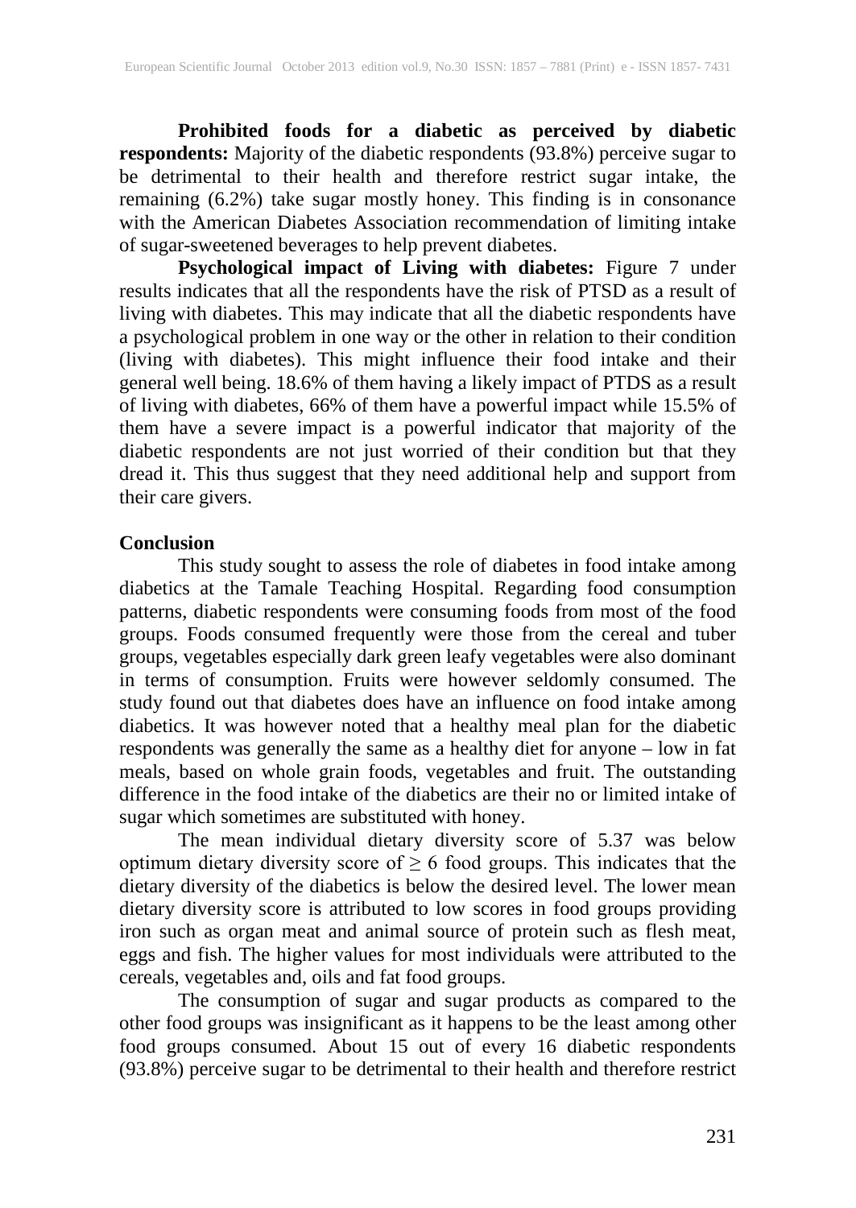**Prohibited foods for a diabetic as perceived by diabetic respondents:** Majority of the diabetic respondents (93.8%) perceive sugar to be detrimental to their health and therefore restrict sugar intake, the remaining (6.2%) take sugar mostly honey. This finding is in consonance with the American Diabetes Association recommendation of limiting intake of sugar-sweetened beverages to help prevent diabetes.

**Psychological impact of Living with diabetes:** Figure 7 under results indicates that all the respondents have the risk of PTSD as a result of living with diabetes. This may indicate that all the diabetic respondents have a psychological problem in one way or the other in relation to their condition (living with diabetes). This might influence their food intake and their general well being. 18.6% of them having a likely impact of PTDS as a result of living with diabetes, 66% of them have a powerful impact while 15.5% of them have a severe impact is a powerful indicator that majority of the diabetic respondents are not just worried of their condition but that they dread it. This thus suggest that they need additional help and support from their care givers.

## Conclusion

This study sought to assess the role of diabetes in food intake among diabetics at the Tamale Teaching Hospital. Regarding food consumption patterns, diabetic respondents were consuming foods from most of the food groups. Foods consumed frequently were those from the cereal and tuber groups, vegetables especially dark green leafy vegetables were also dominant in terms of consumption. Fruits were however seldomly consumed. The study found out that diabetes does have an influence on food intake among diabetics. It was however noted that a healthy meal plan for the diabetic respondents was generally the same as a healthy diet for anyone – low in fat meals, based on whole grain foods, vegetables and fruit. The outstanding difference in the food intake of the diabetics are their no or limited intake of sugar which sometimes are substituted with honey.

The mean individual dietary diversity score of 5.37 was below optimum dietary diversity score of $\geq 6$ food groups. This indicates that the dietary diversity of the diabetics is below the desired level. The lower mean dietary diversity score is attributed to low scores in food groups providing iron such as organ meat and animal source of protein such as flesh meat, eggs and fish. The higher values for most individuals were attributed to the cereals, vegetables and, oils and fat food groups.

The consumption of sugar and sugar products as compared to the other food groups was insignificant as it happens to be the least among other food groups consumed. About 15 out of every 16 diabetic respondents (93.8%) perceive sugar to be detrimental to their health and therefore restrict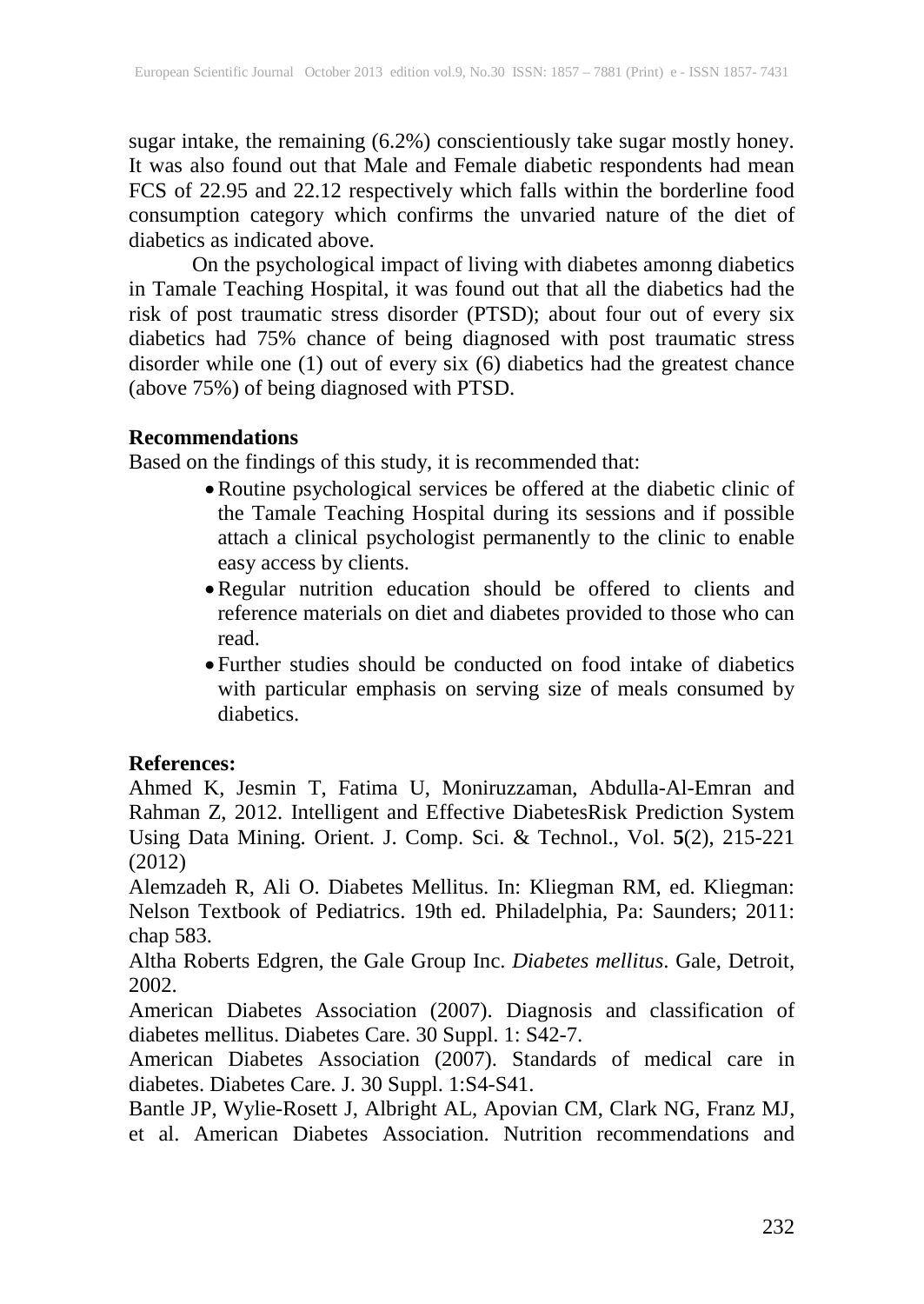sugar intake, the remaining (6.2%) conscientiously take sugar mostly honey. It was also found out that Male and Female diabetic respondents had mean FCS of 22.95 and 22.12 respectively which falls within the borderline food consumption category which confirms the unvaried nature of the diet of diabetics as indicated above.

On the psychological impact of living with diabetes amonng diabetics in Tamale Teaching Hospital, it was found out that all the diabetics had the risk of post traumatic stress disorder (PTSD); about four out of every six diabetics had 75% chance of being diagnosed with post traumatic stress disorder while one (1) out of every six (6) diabetics had the greatest chance (above 75%) of being diagnosed with PTSD.

**Recommendations**

Based on the findings of this study, it is recommended that:

- Routine psychological services be offered at the diabetic clinic of the Tamale Teaching Hospital during its sessions and if possible attach a clinical psychologist permanently to the clinic to enable easy access by clients.
- Regular nutrition education should be offered to clients and reference materials on diet and diabetes provided to those who can read.
- Further studies should be conducted on food intake of diabetics with particular emphasis on serving size of meals consumed by diabetics.

**References:**

Ahmed K, Jesmin T, Fatima U, Moniruzzaman, Abdulla-Al-Emran and Rahman Z, 2012. Intelligent and Effective DiabetesRisk Prediction System Using Data Mining. Orient. J. Comp. Sci. & Technol., Vol. **5**(2), 215-221 (2012)

Alemzadeh R, Ali O. Diabetes Mellitus. In: Kliegman RM, ed. Kliegman: Nelson Textbook of Pediatrics. 19th ed. Philadelphia, Pa: Saunders; 2011: chap 583.

Altha Roberts Edgren, the Gale Group Inc. *Diabetes mellitus*. Gale, Detroit, 2002.

American Diabetes Association (2007). Diagnosis and classification of diabetes mellitus. Diabetes Care. 30 Suppl. 1: S42-7.

American Diabetes Association (2007). Standards of medical care in diabetes. Diabetes Care. J. 30 Suppl. 1:S4-S41.

Bantle JP, Wylie-Rosett J, Albright AL, Apovian CM, Clark NG, Franz MJ, et al. American Diabetes Association. Nutrition recommendations and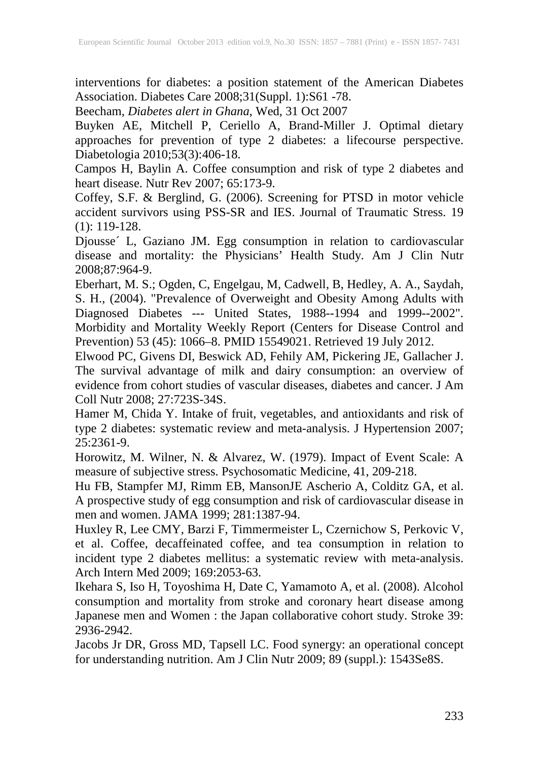interventions for diabetes: a position statement of the American Diabetes Association. Diabetes Care 2008;31(Suppl. 1):S61 -78.

Beecham, *Diabetes alert in Ghana*, Wed, 31 Oct 2007

Buyken AE, Mitchell P, Ceriello A, Brand-Miller J. Optimal dietary approaches for prevention of type 2 diabetes: a lifecourse perspective. Diabetologia 2010;53(3):406-18.

Campos H, Baylin A. Coffee consumption and risk of type 2 diabetes and heart disease. Nutr Rev 2007; 65:173-9.

Coffey, S.F. & Berglind, G. (2006). Screening for PTSD in motor vehicle accident survivors using PSS-SR and IES. Journal of Traumatic Stress. 19 (1): 119-128.

Djousse´ L, Gaziano JM. Egg consumption in relation to cardiovascular disease and mortality: the Physicians' Health Study. Am J Clin Nutr 2008;87:964-9.

Eberhart, M. S.; Ogden, C, Engelgau, M, Cadwell, B, Hedley, A. A., Saydah, S. H., (2004). "Prevalence of Overweight and Obesity Among Adults with Diagnosed Diabetes --- United States, 1988--1994 and 1999--2002". Morbidity and Mortality Weekly Report (Centers for Disease Control and Prevention) 53 (45): 1066–8. PMID 15549021. Retrieved 19 July 2012.

Elwood PC, Givens DI, Beswick AD, Fehily AM, Pickering JE, Gallacher J. The survival advantage of milk and dairy consumption: an overview of evidence from cohort studies of vascular diseases, diabetes and cancer. J Am Coll Nutr 2008; 27:723S-34S.

Hamer M, Chida Y. Intake of fruit, vegetables, and antioxidants and risk of type 2 diabetes: systematic review and meta-analysis. J Hypertension 2007; 25:2361-9.

Horowitz, M. Wilner, N. & Alvarez, W. (1979). Impact of Event Scale: A measure of subjective stress. Psychosomatic Medicine, 41, 209-218.

Hu FB, Stampfer MJ, Rimm EB, MansonJE Ascherio A, Colditz GA, et al. A prospective study of egg consumption and risk of cardiovascular disease in men and women. JAMA 1999; 281:1387-94.

Huxley R, Lee CMY, Barzi F, Timmermeister L, Czernichow S, Perkovic V, et al. Coffee, decaffeinated coffee, and tea consumption in relation to incident type 2 diabetes mellitus: a systematic review with meta-analysis. Arch Intern Med 2009; 169:2053-63.

Ikehara S, Iso H, Toyoshima H, Date C, Yamamoto A, et al. (2008). Alcohol consumption and mortality from stroke and coronary heart disease among Japanese men and Women : the Japan collaborative cohort study. Stroke 39: 2936-2942.

Jacobs Jr DR, Gross MD, Tapsell LC. Food synergy: an operational concept for understanding nutrition. Am J Clin Nutr 2009; 89 (suppl.): 1543Se8S.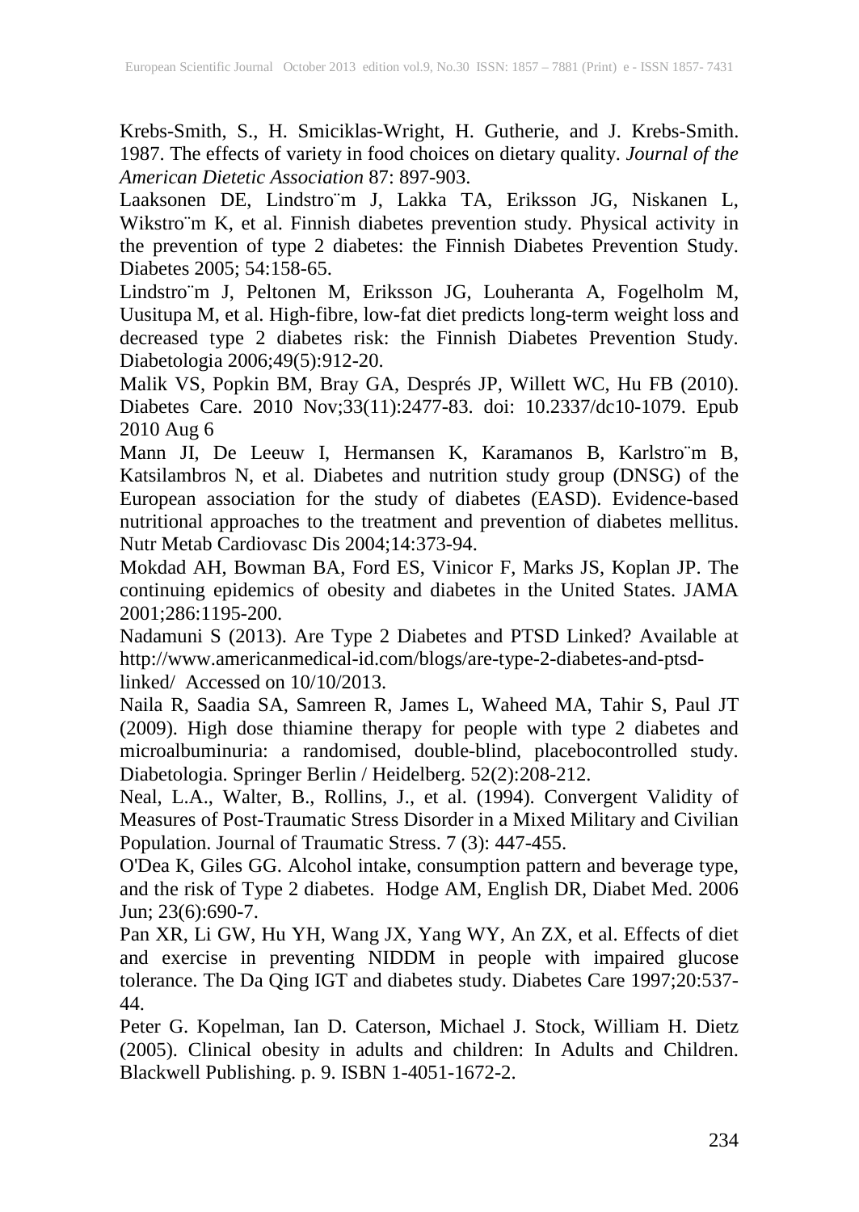Krebs-Smith, S., H. Smiciklas-Wright, H. Gutherie, and J. Krebs-Smith. 1987. The effects of variety in food choices on dietary quality. *Journal of the American Dietetic Association* 87: 897-903.

Laaksonen DE, Lindstro¨m J, Lakka TA, Eriksson JG, Niskanen L, Wikstro¨m K, et al. Finnish diabetes prevention study. Physical activity in the prevention of type 2 diabetes: the Finnish Diabetes Prevention Study. Diabetes 2005; 54:158-65.

Lindstro¨m J, Peltonen M, Eriksson JG, Louheranta A, Fogelholm M, Uusitupa M, et al. High-fibre, low-fat diet predicts long-term weight loss and decreased type 2 diabetes risk: the Finnish Diabetes Prevention Study. Diabetologia 2006;49(5):912-20.

Malik VS, Popkin BM, Bray GA, Després JP, Willett WC, Hu FB (2010). Diabetes Care. 2010 Nov;33(11):2477-83. doi: 10.2337/dc10-1079. Epub 2010 Aug 6

Mann JI, De Leeuw I, Hermansen K, Karamanos B, Karlstro¨m B, Katsilambros N, et al. Diabetes and nutrition study group (DNSG) of the European association for the study of diabetes (EASD). Evidence-based nutritional approaches to the treatment and prevention of diabetes mellitus. Nutr Metab Cardiovasc Dis 2004;14:373-94.

Mokdad AH, Bowman BA, Ford ES, Vinicor F, Marks JS, Koplan JP. The continuing epidemics of obesity and diabetes in the United States. JAMA 2001;286:1195-200.

Nadamuni S (2013). Are Type 2 Diabetes and PTSD Linked? Available at http://www.americanmedical-id.com/blogs/are-type-2-diabetes-and-ptsd-linked/ Accessed on 10/10/2013.

Naila R, Saadia SA, Samreen R, James L, Waheed MA, Tahir S, Paul JT (2009). High dose thiamine therapy for people with type 2 diabetes and microalbuminuria: a randomised, double-blind, placebocontrolled study. Diabetologia. Springer Berlin / Heidelberg. 52(2):208-212.

Neal, L.A., Walter, B., Rollins, J., et al. (1994). Convergent Validity of Measures of Post-Traumatic Stress Disorder in a Mixed Military and Civilian Population. Journal of Traumatic Stress. 7 (3): 447-455.

O'Dea K, Giles GG. Alcohol intake, consumption pattern and beverage type, and the risk of Type 2 diabetes. Hodge AM, English DR, Diabet Med. 2006 Jun; 23(6):690-7.

Pan XR, Li GW, Hu YH, Wang JX, Yang WY, An ZX, et al. Effects of diet and exercise in preventing NIDDM in people with impaired glucose tolerance. The Da Qing IGT and diabetes study. Diabetes Care 1997;20:537-44.

Peter G. Kopelman, Ian D. Caterson, Michael J. Stock, William H. Dietz (2005). Clinical obesity in adults and children: In Adults and Children. Blackwell Publishing. p. 9. ISBN 1-4051-1672-2.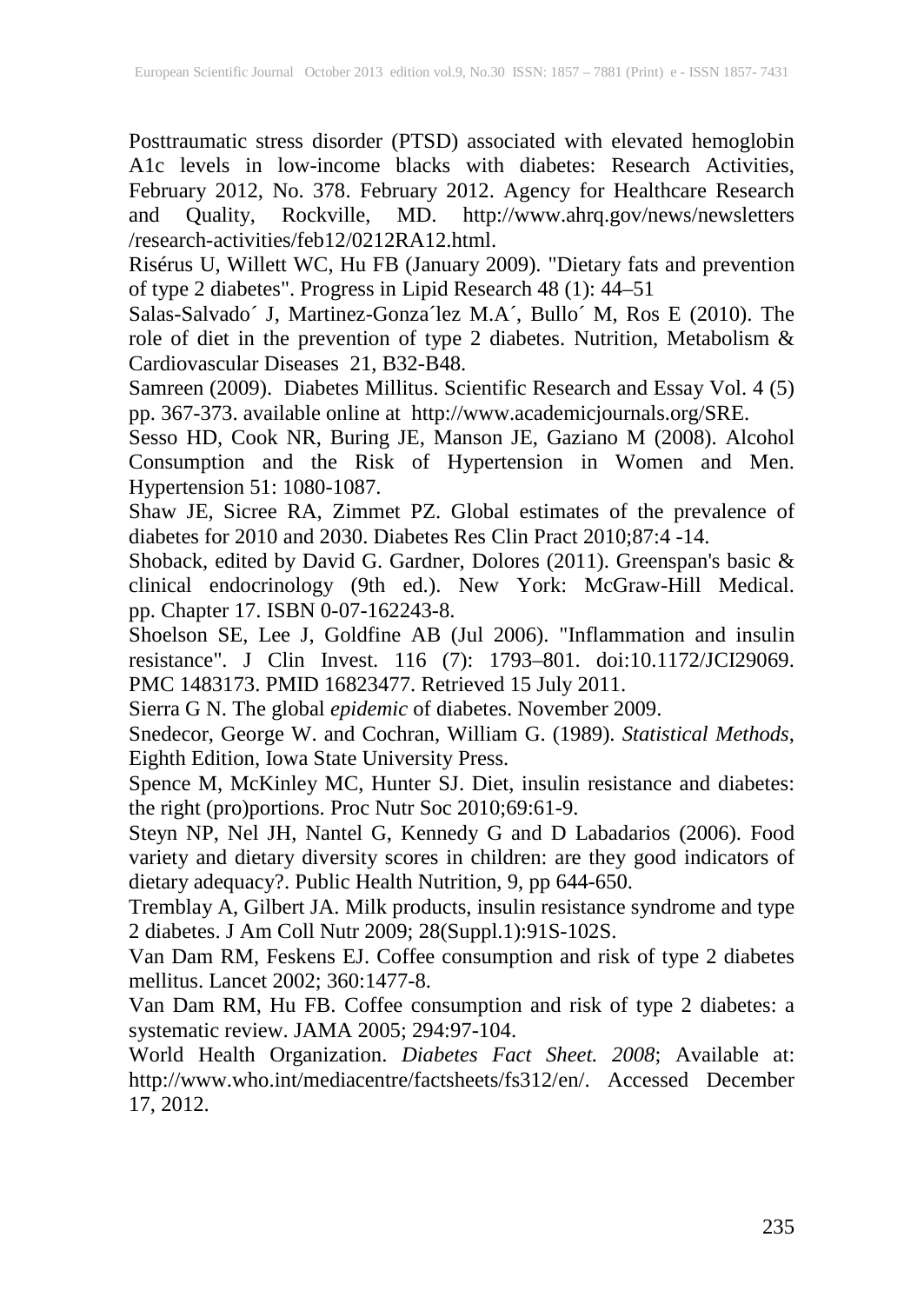Posttraumatic stress disorder (PTSD) associated with elevated hemoglobin A1c levels in low-income blacks with diabetes: Research Activities, February 2012, No. 378. February 2012. Agency for Healthcare Research and Quality, Rockville, MD. http://www.ahrq.gov/news/newsletters /research-activities/feb12/0212RA12.html.

Risérus U, Willett WC, Hu FB (January 2009). "Dietary fats and prevention of type 2 diabetes". Progress in Lipid Research 48 (1): 44–51

Salas-Salvado´ J, Martinez-Gonza´lez M.A´, Bullo´ M, Ros E (2010). The role of diet in the prevention of type 2 diabetes. Nutrition, Metabolism & Cardiovascular Diseases 21, B32-B48.

Samreen (2009). Diabetes Millitus. Scientific Research and Essay Vol. 4 (5) pp. 367-373. available online at http://www.academicjournals.org/SRE.

Sesso HD, Cook NR, Buring JE, Manson JE, Gaziano M (2008). Alcohol Consumption and the Risk of Hypertension in Women and Men. Hypertension 51: 1080-1087.

Shaw JE, Sicree RA, Zimmet PZ. Global estimates of the prevalence of diabetes for 2010 and 2030. Diabetes Res Clin Pract 2010;87:4 -14.

Shoback, edited by David G. Gardner, Dolores (2011). Greenspan's basic & clinical endocrinology (9th ed.). New York: McGraw-Hill Medical. pp. Chapter 17. ISBN 0-07-162243-8.

Shoelson SE, Lee J, Goldfine AB (Jul 2006). "Inflammation and insulin resistance". J Clin Invest. 116 (7): 1793–801. doi:10.1172/JCI29069. PMC 1483173. PMID 16823477. Retrieved 15 July 2011.

Sierra G N. The global *epidemic* of diabetes. November 2009.

Snedecor, George W. and Cochran, William G. (1989). *Statistical Methods*, Eighth Edition, Iowa State University Press.

Spence M, McKinley MC, Hunter SJ. Diet, insulin resistance and diabetes: the right (pro)portions. Proc Nutr Soc 2010;69:61-9.

Steyn NP, Nel JH, Nantel G, Kennedy G and D Labadarios (2006). Food variety and dietary diversity scores in children: are they good indicators of dietary adequacy?. Public Health Nutrition, 9, pp 644-650.

Tremblay A, Gilbert JA. Milk products, insulin resistance syndrome and type 2 diabetes. J Am Coll Nutr 2009; 28(Suppl.1):91S-102S.

Van Dam RM, Feskens EJ. Coffee consumption and risk of type 2 diabetes mellitus. Lancet 2002; 360:1477-8.

Van Dam RM, Hu FB. Coffee consumption and risk of type 2 diabetes: a systematic review. JAMA 2005; 294:97-104.

World Health Organization. *Diabetes Fact Sheet. 2008*; Available at: http://www.who.int/mediacentre/factsheets/fs312/en/. Accessed December 17, 2012.